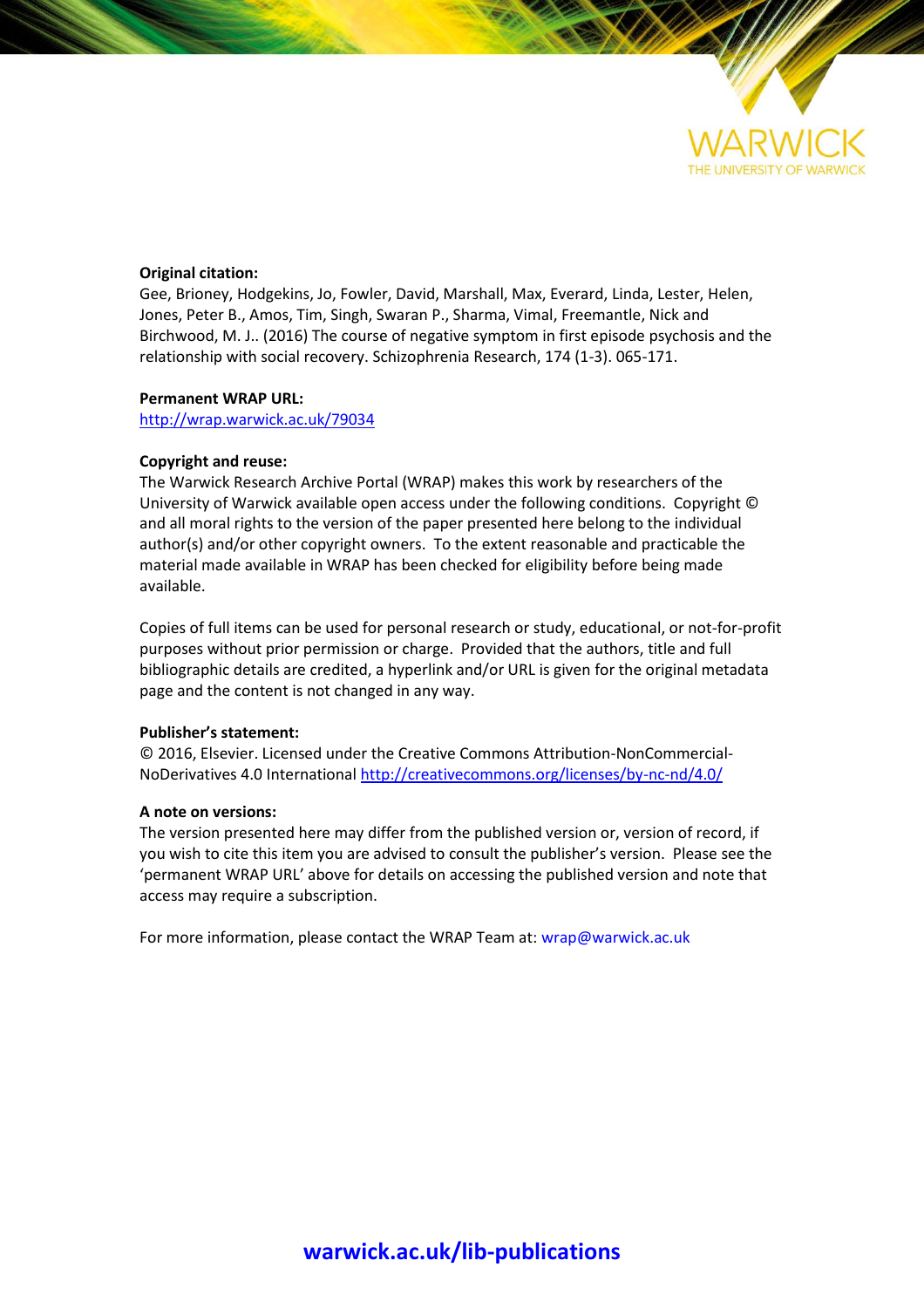**Original citation:**
Gee, Brioney, Hodgekins, Jo, Fowler, David, Marshall, Max, Everard, Linda, Lester, Helen, Jones, Peter B., Amos, Tim, Singh, Swaran P., Sharma, Vimal, Freemantle, Nick and Birchwood, M. J.. (2016) The course of negative symptom in first episode psychosis and the relationship with social recovery. Schizophrenia Research, 174 (1-3). 065-171.

**Permanent WRAP URL:**
http://wrap.warwick.ac.uk/79034

**Copyright and reuse:**
The Warwick Research Archive Portal (WRAP) makes this work by researchers of the University of Warwick available open access under the following conditions. Copyright © and all moral rights to the version of the paper presented here belong to the individual author(s) and/or other copyright owners. To the extent reasonable and practicable the material made available in WRAP has been checked for eligibility before being made available.

Copies of full items can be used for personal research or study, educational, or not-for-profit purposes without prior permission or charge. Provided that the authors, title and full bibliographic details are credited, a hyperlink and/or URL is given for the original metadata page and the content is not changed in any way.

**Publisher's statement:**
© 2016, Elsevier. Licensed under the Creative Commons Attribution-NonCommercial-NoDerivatives 4.0 International http://creativecommons.org/licenses/by-nc-nd/4.0/

**A note on versions:**
The version presented here may differ from the published version or, version of record, if you wish to cite this item you are advised to consult the publisher's version. Please see the 'permanent WRAP URL' above for details on accessing the published version and note that access may require a subscription.

For more information, please contact the WRAP Team at: wrap@warwick.ac.uk

**warwick.ac.uk/lib-publications**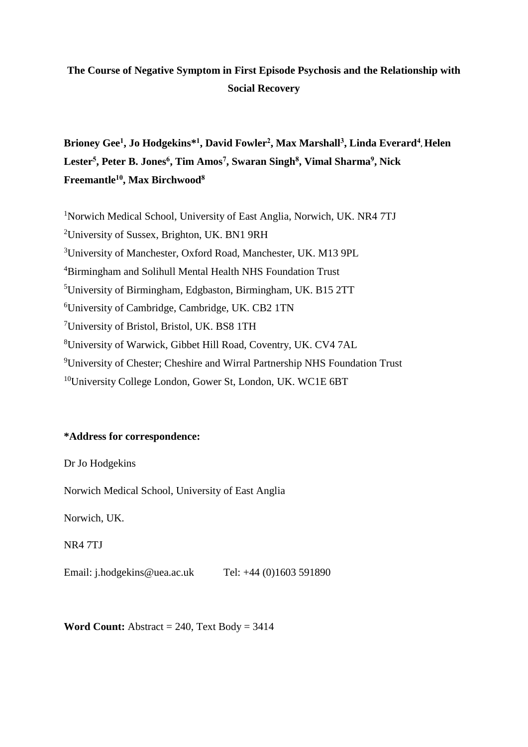**The Course of Negative Symptom in First Episode Psychosis and the Relationship with Social Recovery**

**Brioney Gee[1], Jo Hodgekins*[1], David Fowler[2], Max Marshall[3], Linda Everard[4], Helen Lester[5], Peter B. Jones[6], Tim Amos[7], Swaran Singh[8], Vimal Sharma[9], Nick Freemantle[10], Max Birchwood[8]**

[1]Norwich Medical School, University of East Anglia, Norwich, UK. NR4 7TJ

[2]University of Sussex, Brighton, UK. BN1 9RH

[3]University of Manchester, Oxford Road, Manchester, UK. M13 9PL

[4]Birmingham and Solihull Mental Health NHS Foundation Trust

[5]University of Birmingham, Edgbaston, Birmingham, UK. B15 2TT

[6]University of Cambridge, Cambridge, UK. CB2 1TN

[7]University of Bristol, Bristol, UK. BS8 1TH

[8]University of Warwick, Gibbet Hill Road, Coventry, UK. CV4 7AL

[9]University of Chester; Cheshire and Wirral Partnership NHS Foundation Trust

[10]University College London, Gower St, London, UK. WC1E 6BT

**\*Address for correspondence:**

Dr Jo Hodgekins

Norwich Medical School, University of East Anglia

Norwich, UK.

NR4 7TJ

Email: j.hodgekins@uea.ac.uk Tel: +44 (0)1603 591890

**Word Count:** Abstract = 240, Text Body = 3414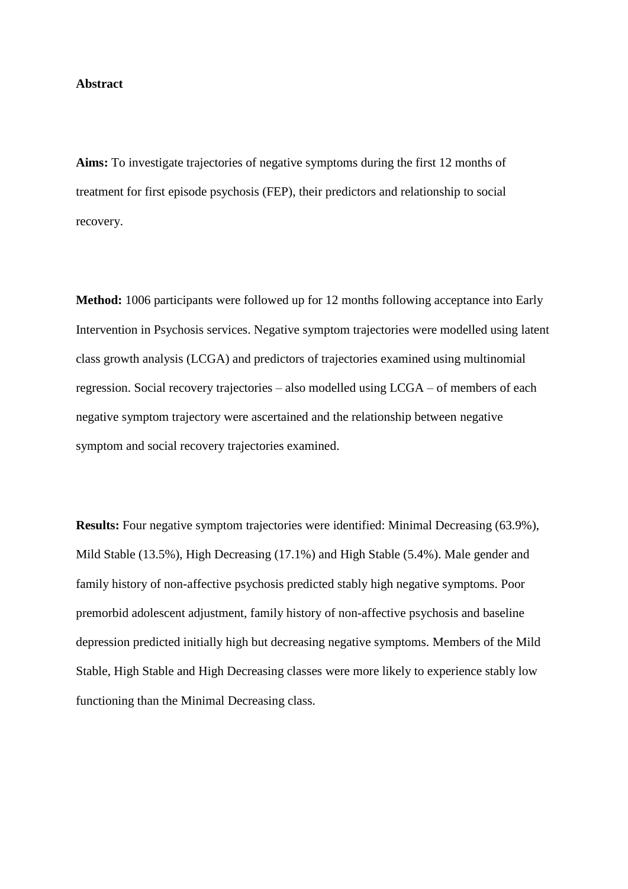## Abstract

**Aims:** To investigate trajectories of negative symptoms during the first 12 months of treatment for first episode psychosis (FEP), their predictors and relationship to social recovery.

**Method:** 1006 participants were followed up for 12 months following acceptance into Early Intervention in Psychosis services. Negative symptom trajectories were modelled using latent class growth analysis (LCGA) and predictors of trajectories examined using multinomial regression. Social recovery trajectories – also modelled using LCGA – of members of each negative symptom trajectory were ascertained and the relationship between negative symptom and social recovery trajectories examined.

**Results:** Four negative symptom trajectories were identified: Minimal Decreasing (63.9%), Mild Stable (13.5%), High Decreasing (17.1%) and High Stable (5.4%). Male gender and family history of non-affective psychosis predicted stably high negative symptoms. Poor premorbid adolescent adjustment, family history of non-affective psychosis and baseline depression predicted initially high but decreasing negative symptoms. Members of the Mild Stable, High Stable and High Decreasing classes were more likely to experience stably low functioning than the Minimal Decreasing class.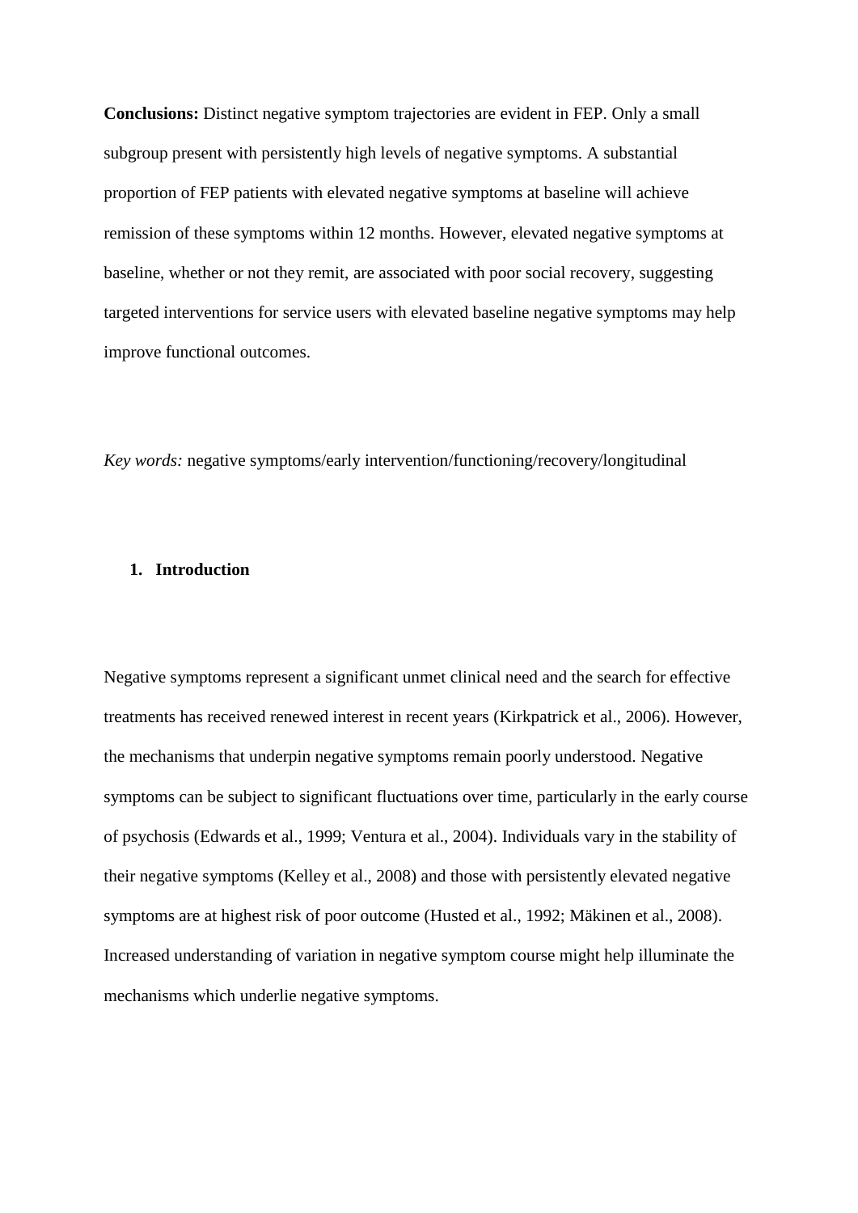**Conclusions:** Distinct negative symptom trajectories are evident in FEP. Only a small subgroup present with persistently high levels of negative symptoms. A substantial proportion of FEP patients with elevated negative symptoms at baseline will achieve remission of these symptoms within 12 months. However, elevated negative symptoms at baseline, whether or not they remit, are associated with poor social recovery, suggesting targeted interventions for service users with elevated baseline negative symptoms may help improve functional outcomes.

*Key words:* negative symptoms/early intervention/functioning/recovery/longitudinal

## 1. Introduction

Negative symptoms represent a significant unmet clinical need and the search for effective treatments has received renewed interest in recent years (Kirkpatrick et al., 2006). However, the mechanisms that underpin negative symptoms remain poorly understood. Negative symptoms can be subject to significant fluctuations over time, particularly in the early course of psychosis (Edwards et al., 1999; Ventura et al., 2004). Individuals vary in the stability of their negative symptoms (Kelley et al., 2008) and those with persistently elevated negative symptoms are at highest risk of poor outcome (Husted et al., 1992; Mäkinen et al., 2008). Increased understanding of variation in negative symptom course might help illuminate the mechanisms which underlie negative symptoms.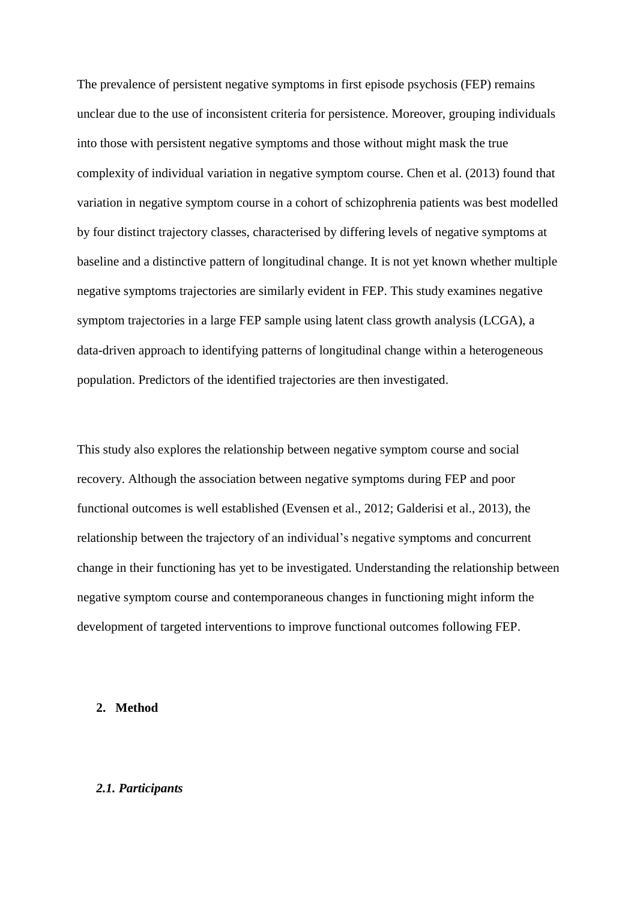The prevalence of persistent negative symptoms in first episode psychosis (FEP) remains unclear due to the use of inconsistent criteria for persistence. Moreover, grouping individuals into those with persistent negative symptoms and those without might mask the true complexity of individual variation in negative symptom course. Chen et al. (2013) found that variation in negative symptom course in a cohort of schizophrenia patients was best modelled by four distinct trajectory classes, characterised by differing levels of negative symptoms at baseline and a distinctive pattern of longitudinal change. It is not yet known whether multiple negative symptoms trajectories are similarly evident in FEP. This study examines negative symptom trajectories in a large FEP sample using latent class growth analysis (LCGA), a data-driven approach to identifying patterns of longitudinal change within a heterogeneous population. Predictors of the identified trajectories are then investigated.

This study also explores the relationship between negative symptom course and social recovery. Although the association between negative symptoms during FEP and poor functional outcomes is well established (Evensen et al., 2012; Galderisi et al., 2013), the relationship between the trajectory of an individual's negative symptoms and concurrent change in their functioning has yet to be investigated. Understanding the relationship between negative symptom course and contemporaneous changes in functioning might inform the development of targeted interventions to improve functional outcomes following FEP.

## 2. Method

### *2.1. Participants*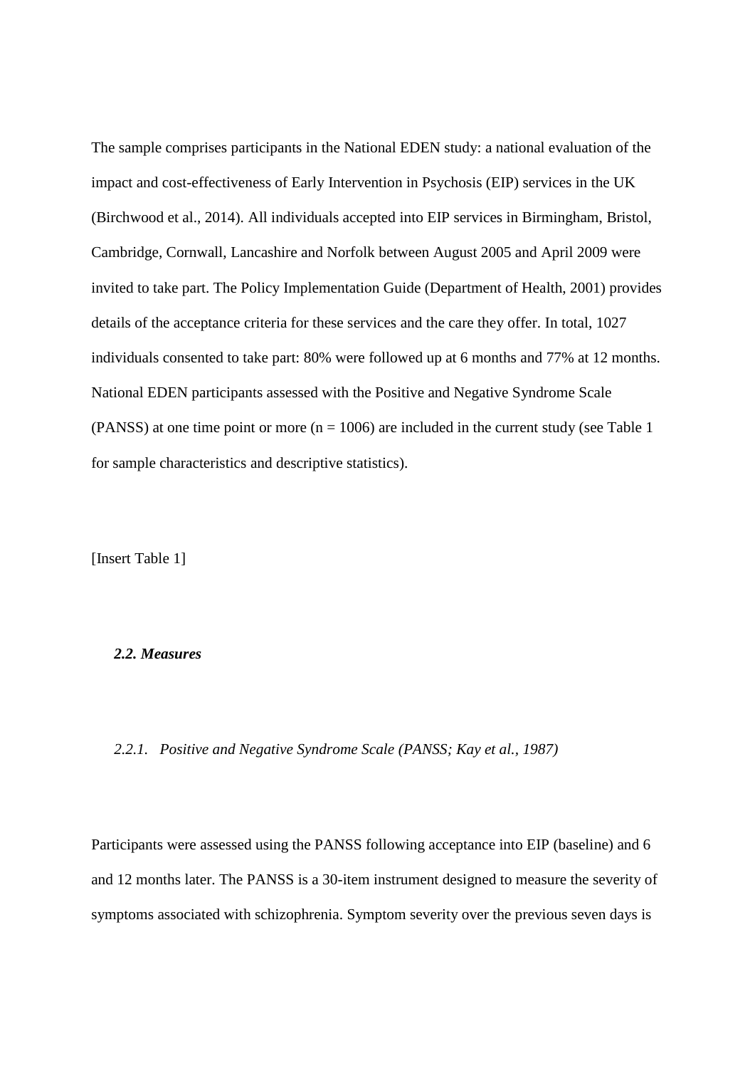The sample comprises participants in the National EDEN study: a national evaluation of the impact and cost-effectiveness of Early Intervention in Psychosis (EIP) services in the UK (Birchwood et al., 2014). All individuals accepted into EIP services in Birmingham, Bristol, Cambridge, Cornwall, Lancashire and Norfolk between August 2005 and April 2009 were invited to take part. The Policy Implementation Guide (Department of Health, 2001) provides details of the acceptance criteria for these services and the care they offer. In total, 1027 individuals consented to take part: 80% were followed up at 6 months and 77% at 12 months. National EDEN participants assessed with the Positive and Negative Syndrome Scale (PANSS) at one time point or more (n = 1006) are included in the current study (see Table 1 for sample characteristics and descriptive statistics).

[Insert Table 1]

### *2.2. Measures*

#### *2.2.1. Positive and Negative Syndrome Scale (PANSS; Kay et al., 1987)*

Participants were assessed using the PANSS following acceptance into EIP (baseline) and 6 and 12 months later. The PANSS is a 30-item instrument designed to measure the severity of symptoms associated with schizophrenia. Symptom severity over the previous seven days is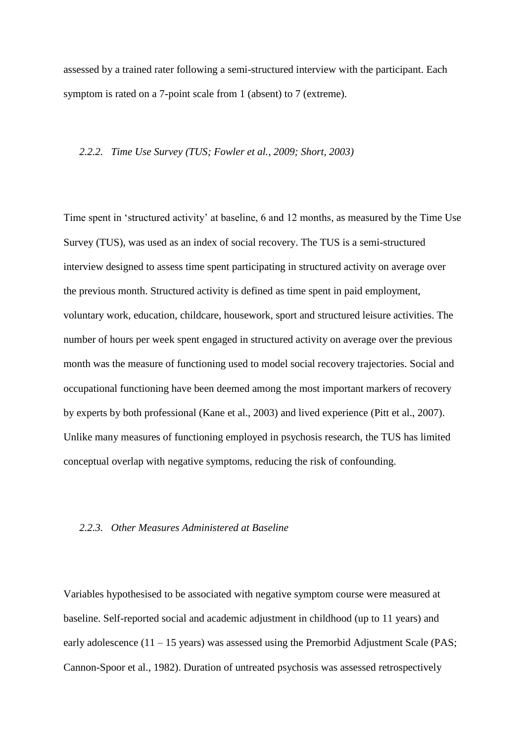assessed by a trained rater following a semi-structured interview with the participant. Each symptom is rated on a 7-point scale from 1 (absent) to 7 (extreme).

### *2.2.2. Time Use Survey (TUS; Fowler et al., 2009; Short, 2003)*

Time spent in 'structured activity' at baseline, 6 and 12 months, as measured by the Time Use Survey (TUS), was used as an index of social recovery. The TUS is a semi-structured interview designed to assess time spent participating in structured activity on average over the previous month. Structured activity is defined as time spent in paid employment, voluntary work, education, childcare, housework, sport and structured leisure activities. The number of hours per week spent engaged in structured activity on average over the previous month was the measure of functioning used to model social recovery trajectories. Social and occupational functioning have been deemed among the most important markers of recovery by experts by both professional (Kane et al., 2003) and lived experience (Pitt et al., 2007). Unlike many measures of functioning employed in psychosis research, the TUS has limited conceptual overlap with negative symptoms, reducing the risk of confounding.

### *2.2.3. Other Measures Administered at Baseline*

Variables hypothesised to be associated with negative symptom course were measured at baseline. Self-reported social and academic adjustment in childhood (up to 11 years) and early adolescence (11 – 15 years) was assessed using the Premorbid Adjustment Scale (PAS; Cannon-Spoor et al., 1982). Duration of untreated psychosis was assessed retrospectively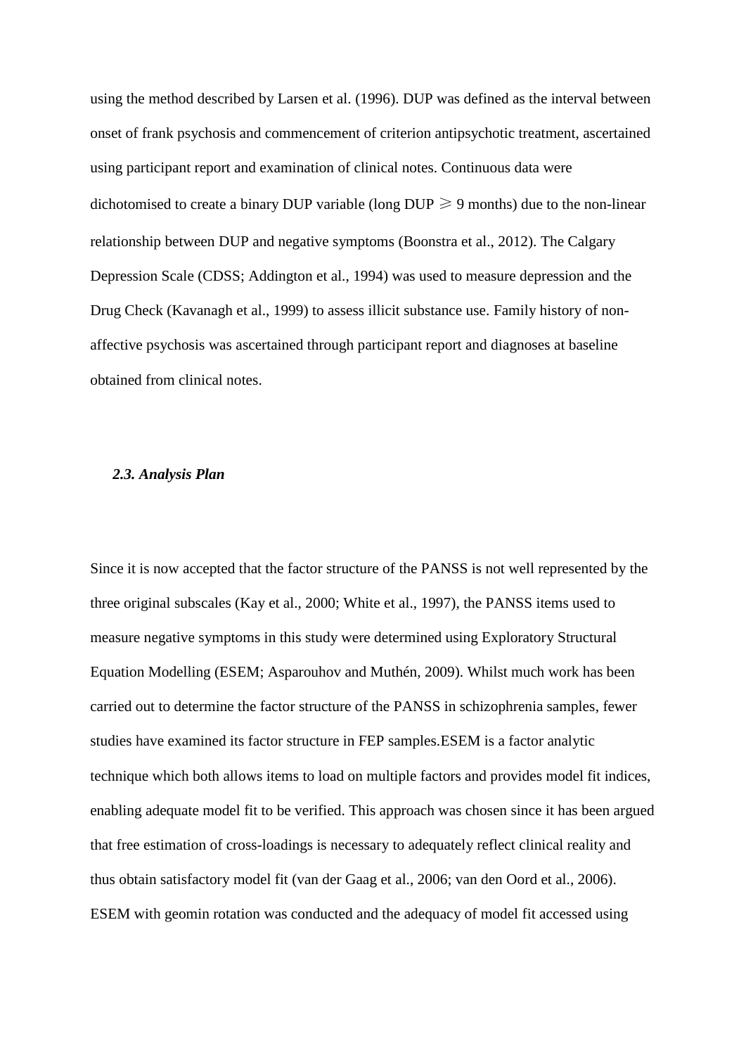using the method described by Larsen et al. (1996). DUP was defined as the interval between onset of frank psychosis and commencement of criterion antipsychotic treatment, ascertained using participant report and examination of clinical notes. Continuous data were dichotomised to create a binary DUP variable (long DUP $\geqslant$ 9 months) due to the non-linear relationship between DUP and negative symptoms (Boonstra et al., 2012). The Calgary Depression Scale (CDSS; Addington et al., 1994) was used to measure depression and the Drug Check (Kavanagh et al., 1999) to assess illicit substance use. Family history of non-affective psychosis was ascertained through participant report and diagnoses at baseline obtained from clinical notes.

### *2.3. Analysis Plan*

Since it is now accepted that the factor structure of the PANSS is not well represented by the three original subscales (Kay et al., 2000; White et al., 1997), the PANSS items used to measure negative symptoms in this study were determined using Exploratory Structural Equation Modelling (ESEM; Asparouhov and Muthén, 2009). Whilst much work has been carried out to determine the factor structure of the PANSS in schizophrenia samples, fewer studies have examined its factor structure in FEP samples.ESEM is a factor analytic technique which both allows items to load on multiple factors and provides model fit indices, enabling adequate model fit to be verified. This approach was chosen since it has been argued that free estimation of cross-loadings is necessary to adequately reflect clinical reality and thus obtain satisfactory model fit (van der Gaag et al., 2006; van den Oord et al., 2006). ESEM with geomin rotation was conducted and the adequacy of model fit accessed using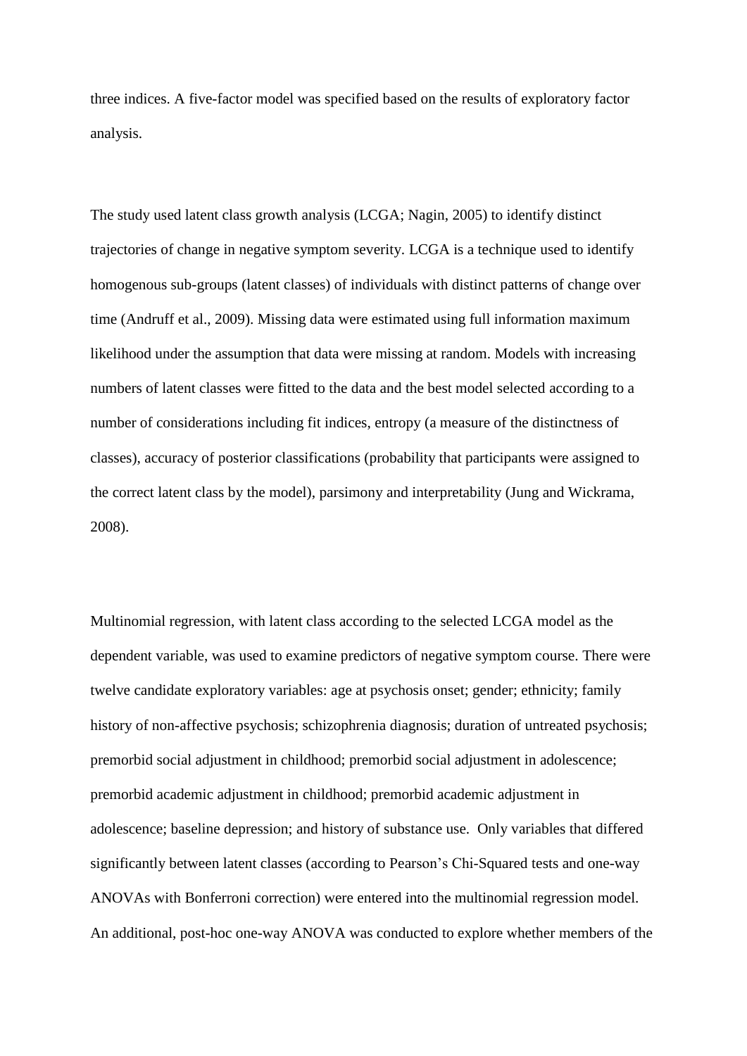three indices. A five-factor model was specified based on the results of exploratory factor analysis.

The study used latent class growth analysis (LCGA; Nagin, 2005) to identify distinct trajectories of change in negative symptom severity. LCGA is a technique used to identify homogenous sub-groups (latent classes) of individuals with distinct patterns of change over time (Andruff et al., 2009). Missing data were estimated using full information maximum likelihood under the assumption that data were missing at random. Models with increasing numbers of latent classes were fitted to the data and the best model selected according to a number of considerations including fit indices, entropy (a measure of the distinctness of classes), accuracy of posterior classifications (probability that participants were assigned to the correct latent class by the model), parsimony and interpretability (Jung and Wickrama, 2008).

Multinomial regression, with latent class according to the selected LCGA model as the dependent variable, was used to examine predictors of negative symptom course. There were twelve candidate exploratory variables: age at psychosis onset; gender; ethnicity; family history of non-affective psychosis; schizophrenia diagnosis; duration of untreated psychosis; premorbid social adjustment in childhood; premorbid social adjustment in adolescence; premorbid academic adjustment in childhood; premorbid academic adjustment in adolescence; baseline depression; and history of substance use. Only variables that differed significantly between latent classes (according to Pearson's Chi-Squared tests and one-way ANOVAs with Bonferroni correction) were entered into the multinomial regression model. An additional, post-hoc one-way ANOVA was conducted to explore whether members of the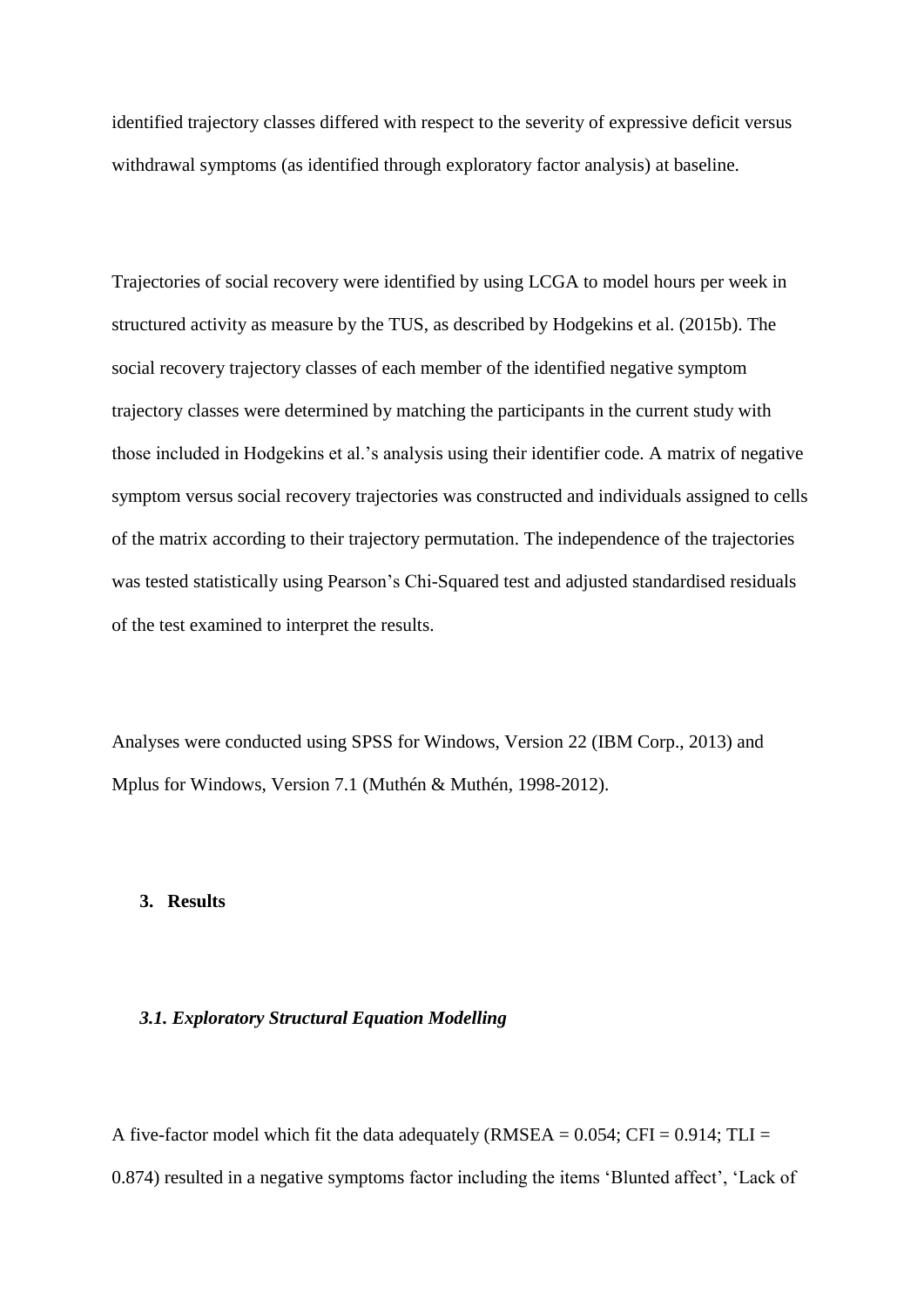identified trajectory classes differed with respect to the severity of expressive deficit versus withdrawal symptoms (as identified through exploratory factor analysis) at baseline.

Trajectories of social recovery were identified by using LCGA to model hours per week in structured activity as measure by the TUS, as described by Hodgekins et al. (2015b). The social recovery trajectory classes of each member of the identified negative symptom trajectory classes were determined by matching the participants in the current study with those included in Hodgekins et al.'s analysis using their identifier code. A matrix of negative symptom versus social recovery trajectories was constructed and individuals assigned to cells of the matrix according to their trajectory permutation. The independence of the trajectories was tested statistically using Pearson's Chi-Squared test and adjusted standardised residuals of the test examined to interpret the results.

Analyses were conducted using SPSS for Windows, Version 22 (IBM Corp., 2013) and Mplus for Windows, Version 7.1 (Muthén & Muthén, 1998-2012).

## 3. Results

### *3.1. Exploratory Structural Equation Modelling*

A five-factor model which fit the data adequately (RMSEA = 0.054; CFI = 0.914; TLI = 0.874) resulted in a negative symptoms factor including the items 'Blunted affect', 'Lack of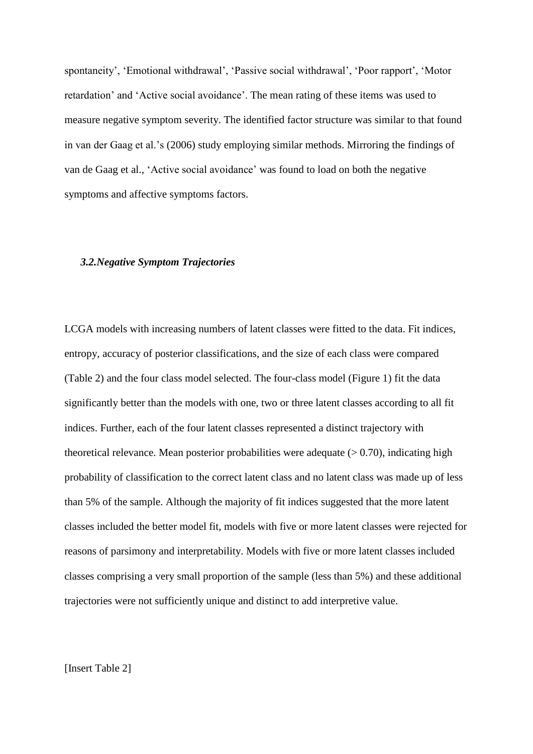spontaneity', 'Emotional withdrawal', 'Passive social withdrawal', 'Poor rapport', 'Motor retardation' and 'Active social avoidance'. The mean rating of these items was used to measure negative symptom severity. The identified factor structure was similar to that found in van der Gaag et al.'s (2006) study employing similar methods. Mirroring the findings of van de Gaag et al., 'Active social avoidance' was found to load on both the negative symptoms and affective symptoms factors.

### *3.2.Negative Symptom Trajectories*

LCGA models with increasing numbers of latent classes were fitted to the data. Fit indices, entropy, accuracy of posterior classifications, and the size of each class were compared (Table 2) and the four class model selected. The four-class model (Figure 1) fit the data significantly better than the models with one, two or three latent classes according to all fit indices. Further, each of the four latent classes represented a distinct trajectory with theoretical relevance. Mean posterior probabilities were adequate (> 0.70), indicating high probability of classification to the correct latent class and no latent class was made up of less than 5% of the sample. Although the majority of fit indices suggested that the more latent classes included the better model fit, models with five or more latent classes were rejected for reasons of parsimony and interpretability. Models with five or more latent classes included classes comprising a very small proportion of the sample (less than 5%) and these additional trajectories were not sufficiently unique and distinct to add interpretive value.

[Insert Table 2]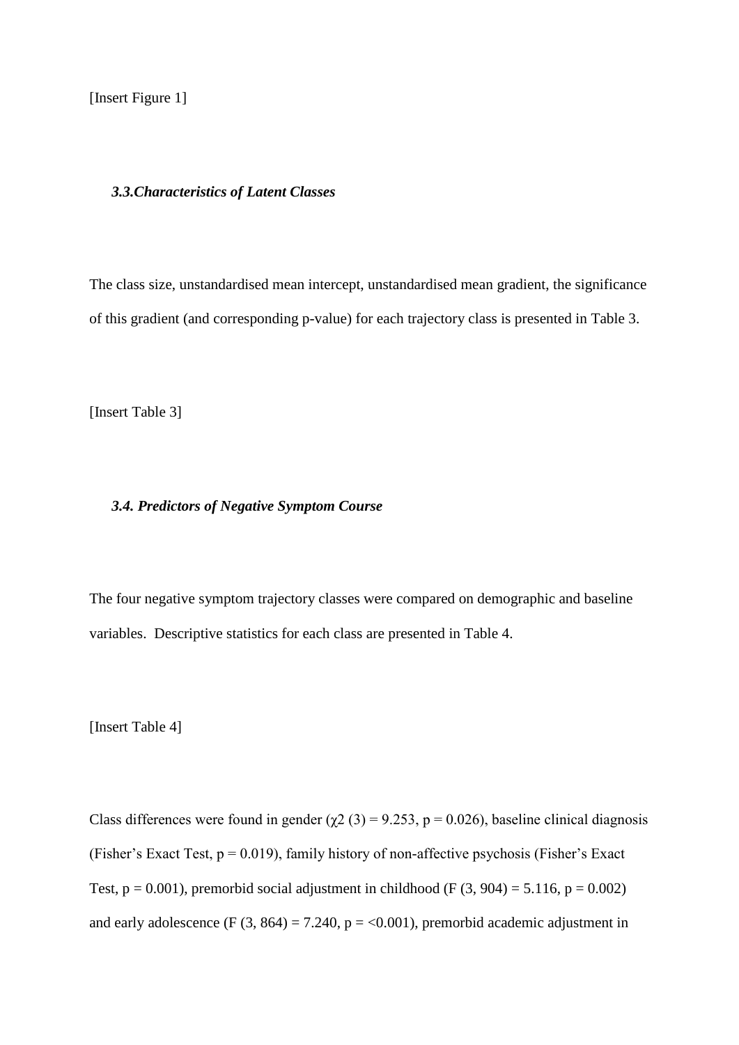[Insert Figure 1]

### *3.3.Characteristics of Latent Classes*

The class size, unstandardised mean intercept, unstandardised mean gradient, the significance of this gradient (and corresponding p-value) for each trajectory class is presented in Table 3.

[Insert Table 3]

### *3.4. Predictors of Negative Symptom Course*

The four negative symptom trajectory classes were compared on demographic and baseline variables. Descriptive statistics for each class are presented in Table 4.

[Insert Table 4]

Class differences were found in gender ($\chi2$ (3) = 9.253, p = 0.026), baseline clinical diagnosis (Fisher's Exact Test, p = 0.019), family history of non-affective psychosis (Fisher's Exact Test, p = 0.001), premorbid social adjustment in childhood ($F$ (3, 904) = 5.116, p = 0.002) and early adolescence ($F$ (3, 864) = 7.240, p = <0.001), premorbid academic adjustment in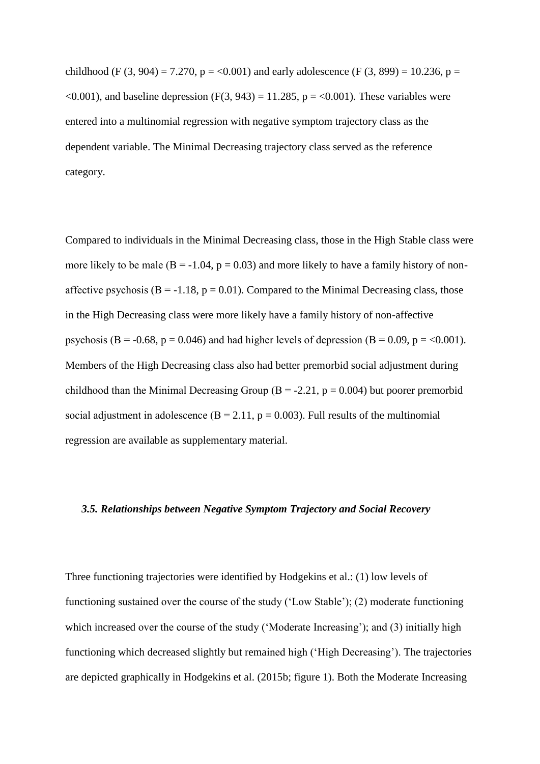childhood ($F(3, 904) = 7.270$, $p = <0.001$) and early adolescence ($F(3, 899) = 10.236$, $p = <0.001$), and baseline depression ($F(3, 943) = 11.285$, $p = <0.001$). These variables were entered into a multinomial regression with negative symptom trajectory class as the dependent variable. The Minimal Decreasing trajectory class served as the reference category.

Compared to individuals in the Minimal Decreasing class, those in the High Stable class were more likely to be male ($B = -1.04$, $p = 0.03$) and more likely to have a family history of non-affective psychosis ($B = -1.18$, $p = 0.01$). Compared to the Minimal Decreasing class, those in the High Decreasing class were more likely have a family history of non-affective psychosis ($B = -0.68$, $p = 0.046$) and had higher levels of depression ($B = 0.09$, $p = <0.001$). Members of the High Decreasing class also had better premorbid social adjustment during childhood than the Minimal Decreasing Group ($B = -2.21$, $p = 0.004$) but poorer premorbid social adjustment in adolescence ($B = 2.11$, $p = 0.003$). Full results of the multinomial regression are available as supplementary material.

### *3.5. Relationships between Negative Symptom Trajectory and Social Recovery*

Three functioning trajectories were identified by Hodgekins et al.: (1) low levels of functioning sustained over the course of the study ('Low Stable'); (2) moderate functioning which increased over the course of the study ('Moderate Increasing'); and (3) initially high functioning which decreased slightly but remained high ('High Decreasing'). The trajectories are depicted graphically in Hodgekins et al. (2015b; figure 1). Both the Moderate Increasing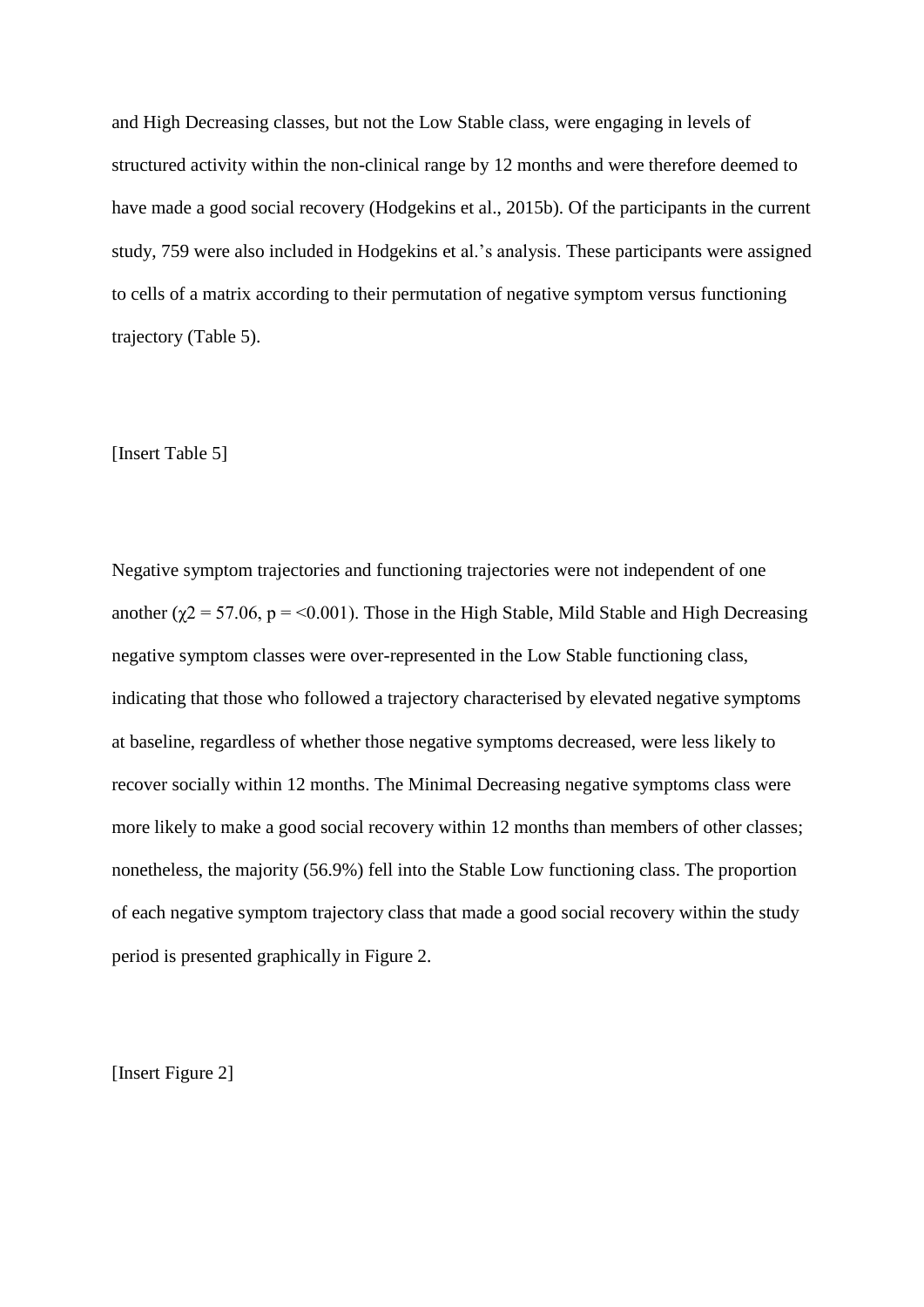and High Decreasing classes, but not the Low Stable class, were engaging in levels of structured activity within the non-clinical range by 12 months and were therefore deemed to have made a good social recovery (Hodgekins et al., 2015b). Of the participants in the current study, 759 were also included in Hodgekins et al.'s analysis. These participants were assigned to cells of a matrix according to their permutation of negative symptom versus functioning trajectory (Table 5).

[Insert Table 5]

Negative symptom trajectories and functioning trajectories were not independent of one another ($\chi 2 = 57.06$, $p = <0.001$). Those in the High Stable, Mild Stable and High Decreasing negative symptom classes were over-represented in the Low Stable functioning class, indicating that those who followed a trajectory characterised by elevated negative symptoms at baseline, regardless of whether those negative symptoms decreased, were less likely to recover socially within 12 months. The Minimal Decreasing negative symptoms class were more likely to make a good social recovery within 12 months than members of other classes; nonetheless, the majority (56.9%) fell into the Stable Low functioning class. The proportion of each negative symptom trajectory class that made a good social recovery within the study period is presented graphically in Figure 2.

[Insert Figure 2]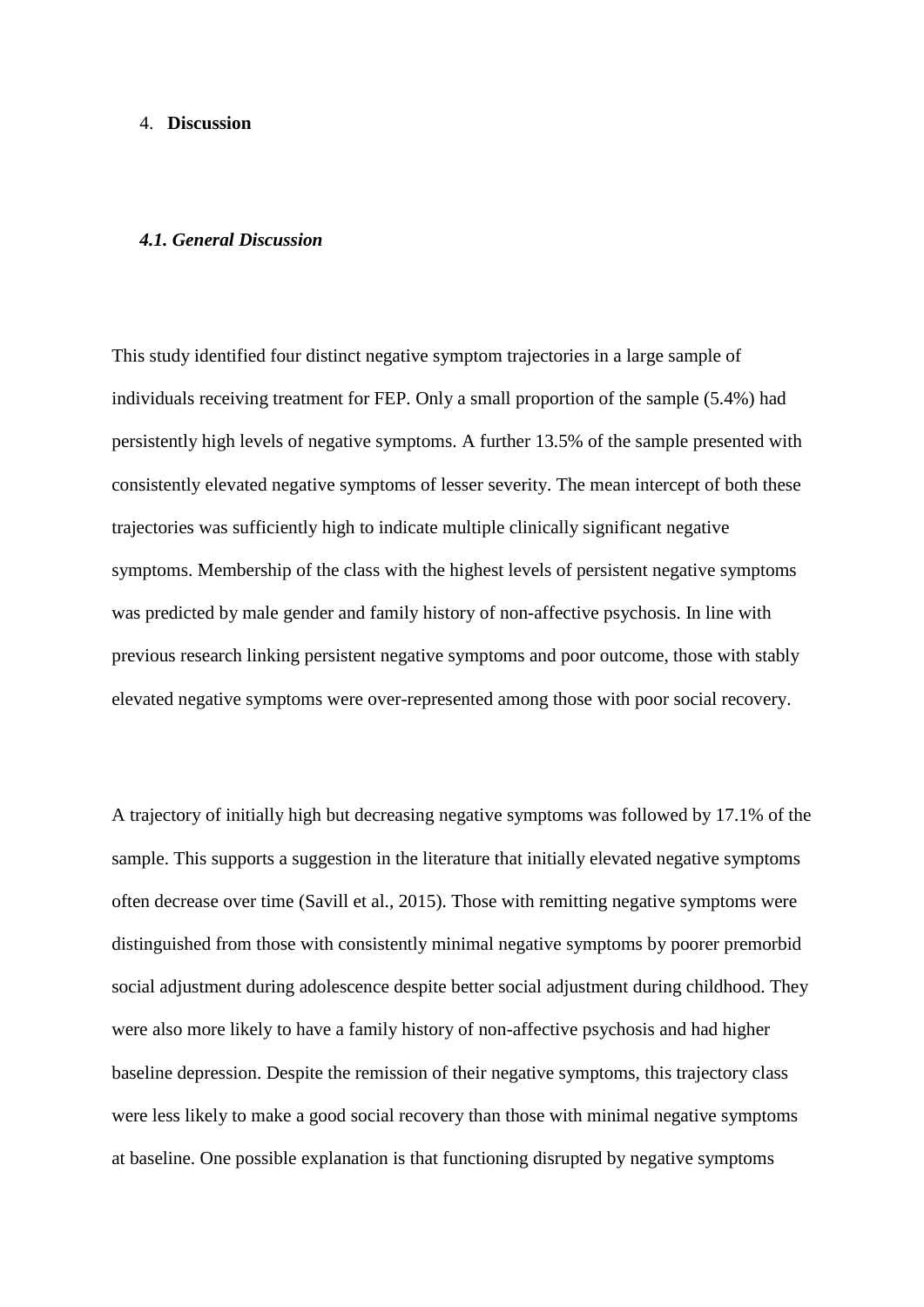## 4. Discussion

### *4.1. General Discussion*

This study identified four distinct negative symptom trajectories in a large sample of individuals receiving treatment for FEP. Only a small proportion of the sample (5.4%) had persistently high levels of negative symptoms. A further 13.5% of the sample presented with consistently elevated negative symptoms of lesser severity. The mean intercept of both these trajectories was sufficiently high to indicate multiple clinically significant negative symptoms. Membership of the class with the highest levels of persistent negative symptoms was predicted by male gender and family history of non-affective psychosis. In line with previous research linking persistent negative symptoms and poor outcome, those with stably elevated negative symptoms were over-represented among those with poor social recovery.

A trajectory of initially high but decreasing negative symptoms was followed by 17.1% of the sample. This supports a suggestion in the literature that initially elevated negative symptoms often decrease over time (Savill et al., 2015). Those with remitting negative symptoms were distinguished from those with consistently minimal negative symptoms by poorer premorbid social adjustment during adolescence despite better social adjustment during childhood. They were also more likely to have a family history of non-affective psychosis and had higher baseline depression. Despite the remission of their negative symptoms, this trajectory class were less likely to make a good social recovery than those with minimal negative symptoms at baseline. One possible explanation is that functioning disrupted by negative symptoms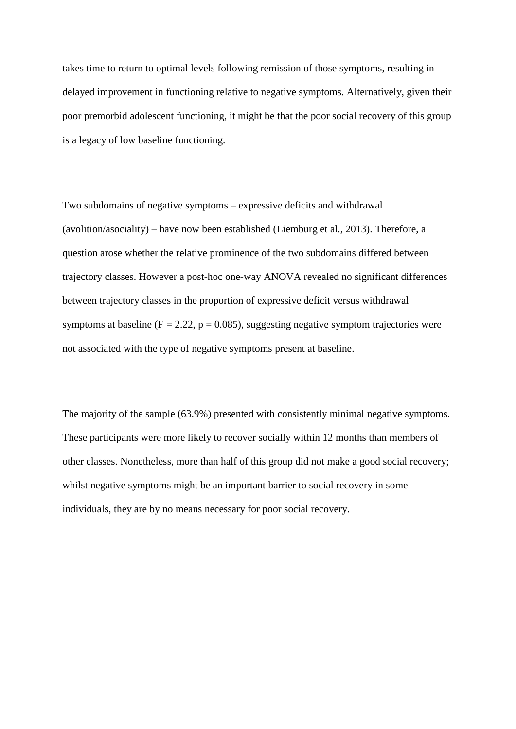takes time to return to optimal levels following remission of those symptoms, resulting in delayed improvement in functioning relative to negative symptoms. Alternatively, given their poor premorbid adolescent functioning, it might be that the poor social recovery of this group is a legacy of low baseline functioning.

Two subdomains of negative symptoms – expressive deficits and withdrawal (avolition/asociality) – have now been established (Liemburg et al., 2013). Therefore, a question arose whether the relative prominence of the two subdomains differed between trajectory classes. However a post-hoc one-way ANOVA revealed no significant differences between trajectory classes in the proportion of expressive deficit versus withdrawal symptoms at baseline ($F = 2.22$, $p = 0.085$), suggesting negative symptom trajectories were not associated with the type of negative symptoms present at baseline.

The majority of the sample (63.9%) presented with consistently minimal negative symptoms. These participants were more likely to recover socially within 12 months than members of other classes. Nonetheless, more than half of this group did not make a good social recovery; whilst negative symptoms might be an important barrier to social recovery in some individuals, they are by no means necessary for poor social recovery.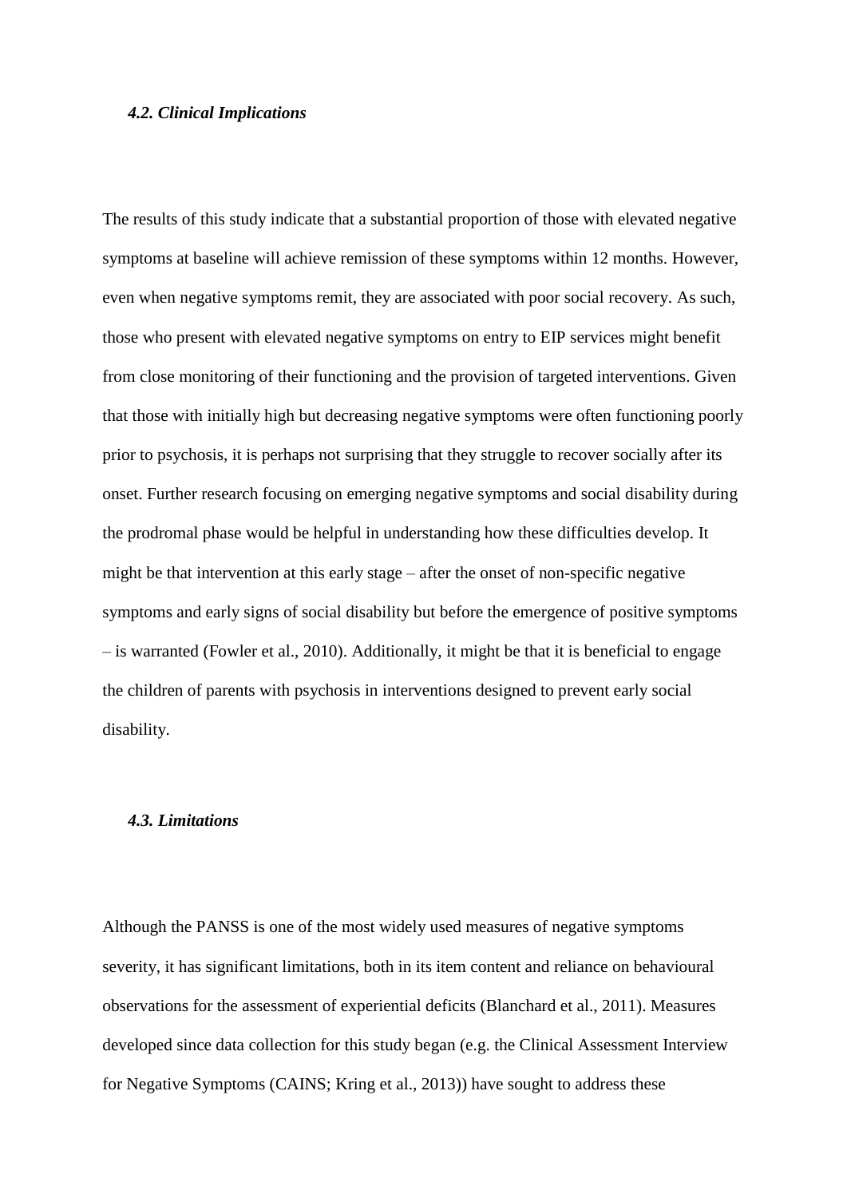### *4.2. Clinical Implications*

The results of this study indicate that a substantial proportion of those with elevated negative symptoms at baseline will achieve remission of these symptoms within 12 months. However, even when negative symptoms remit, they are associated with poor social recovery. As such, those who present with elevated negative symptoms on entry to EIP services might benefit from close monitoring of their functioning and the provision of targeted interventions. Given that those with initially high but decreasing negative symptoms were often functioning poorly prior to psychosis, it is perhaps not surprising that they struggle to recover socially after its onset. Further research focusing on emerging negative symptoms and social disability during the prodromal phase would be helpful in understanding how these difficulties develop. It might be that intervention at this early stage – after the onset of non-specific negative symptoms and early signs of social disability but before the emergence of positive symptoms – is warranted (Fowler et al., 2010). Additionally, it might be that it is beneficial to engage the children of parents with psychosis in interventions designed to prevent early social disability.

### *4.3. Limitations*

Although the PANSS is one of the most widely used measures of negative symptoms severity, it has significant limitations, both in its item content and reliance on behavioural observations for the assessment of experiential deficits (Blanchard et al., 2011). Measures developed since data collection for this study began (e.g. the Clinical Assessment Interview for Negative Symptoms (CAINS; Kring et al., 2013)) have sought to address these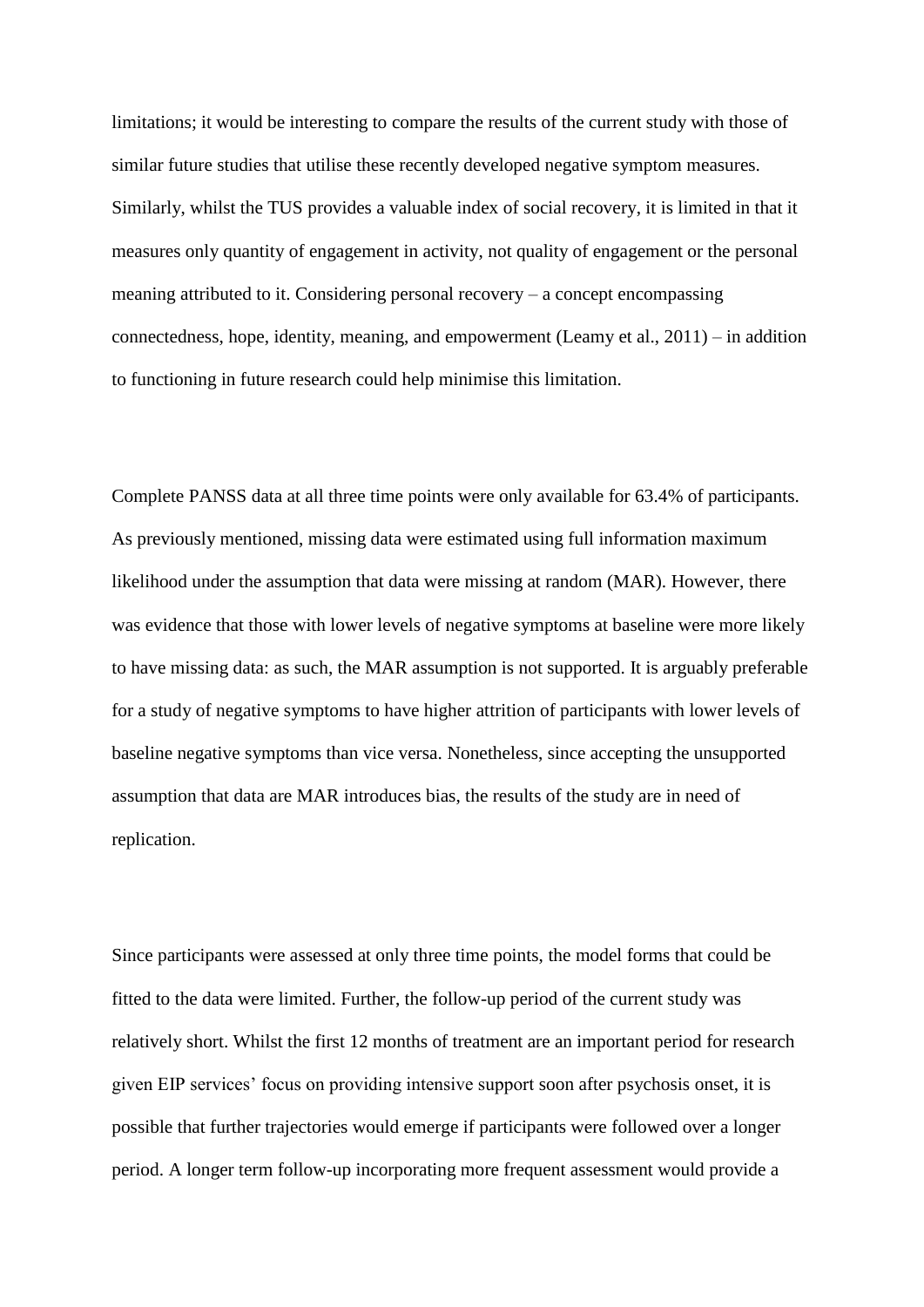limitations; it would be interesting to compare the results of the current study with those of similar future studies that utilise these recently developed negative symptom measures. Similarly, whilst the TUS provides a valuable index of social recovery, it is limited in that it measures only quantity of engagement in activity, not quality of engagement or the personal meaning attributed to it. Considering personal recovery – a concept encompassing connectedness, hope, identity, meaning, and empowerment (Leamy et al., 2011) – in addition to functioning in future research could help minimise this limitation.

Complete PANSS data at all three time points were only available for 63.4% of participants. As previously mentioned, missing data were estimated using full information maximum likelihood under the assumption that data were missing at random (MAR). However, there was evidence that those with lower levels of negative symptoms at baseline were more likely to have missing data: as such, the MAR assumption is not supported. It is arguably preferable for a study of negative symptoms to have higher attrition of participants with lower levels of baseline negative symptoms than vice versa. Nonetheless, since accepting the unsupported assumption that data are MAR introduces bias, the results of the study are in need of replication.

Since participants were assessed at only three time points, the model forms that could be fitted to the data were limited. Further, the follow-up period of the current study was relatively short. Whilst the first 12 months of treatment are an important period for research given EIP services' focus on providing intensive support soon after psychosis onset, it is possible that further trajectories would emerge if participants were followed over a longer period. A longer term follow-up incorporating more frequent assessment would provide a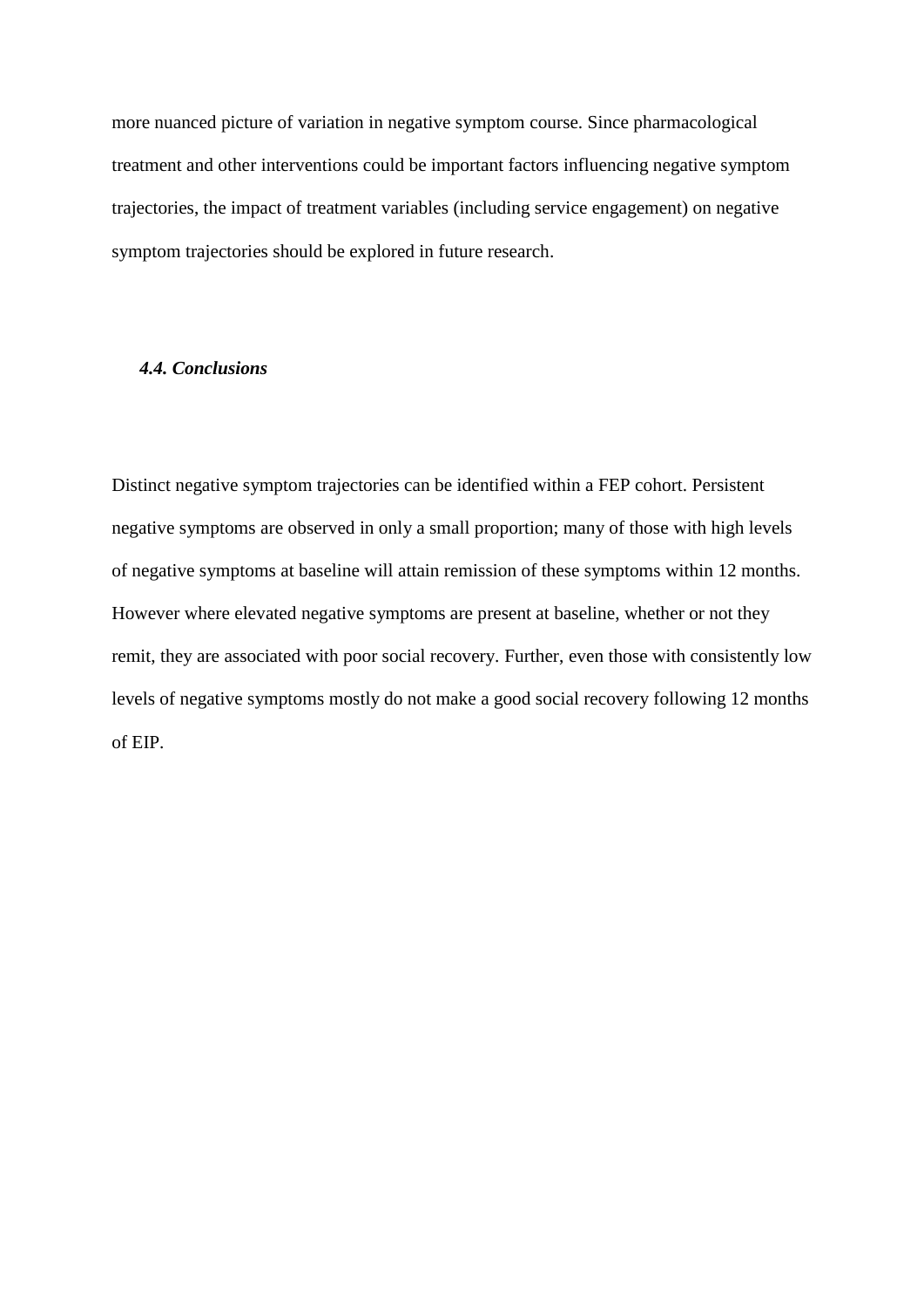more nuanced picture of variation in negative symptom course. Since pharmacological treatment and other interventions could be important factors influencing negative symptom trajectories, the impact of treatment variables (including service engagement) on negative symptom trajectories should be explored in future research.

### *4.4. Conclusions*

Distinct negative symptom trajectories can be identified within a FEP cohort. Persistent negative symptoms are observed in only a small proportion; many of those with high levels of negative symptoms at baseline will attain remission of these symptoms within 12 months. However where elevated negative symptoms are present at baseline, whether or not they remit, they are associated with poor social recovery. Further, even those with consistently low levels of negative symptoms mostly do not make a good social recovery following 12 months of EIP.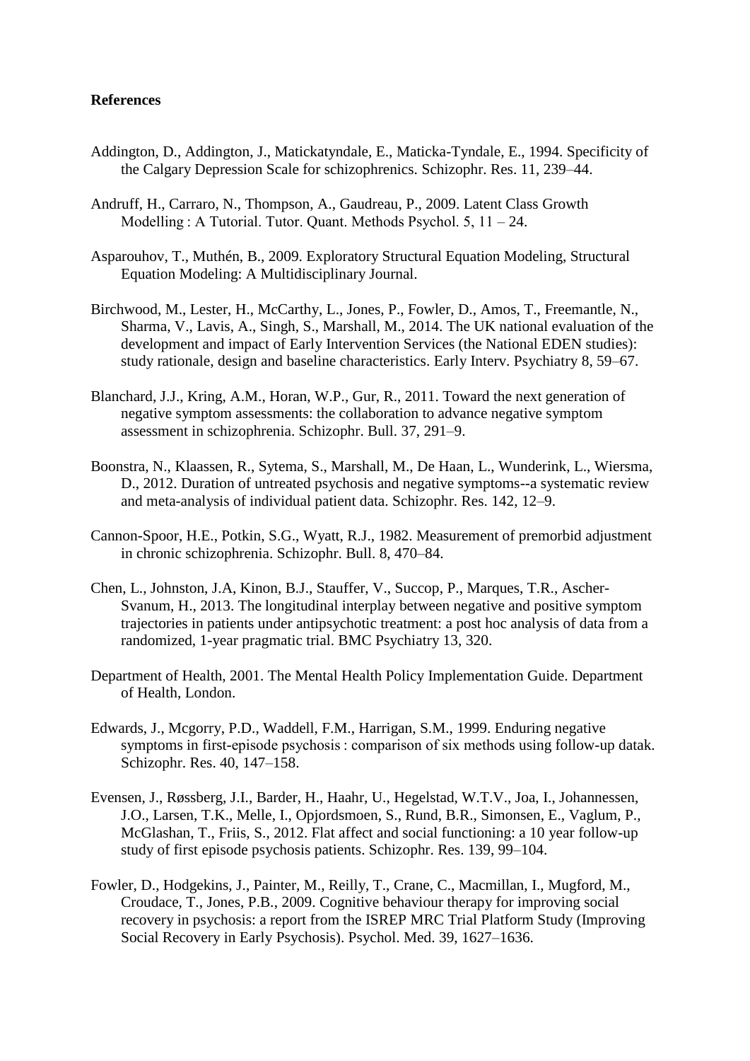**References**

Addington, D., Addington, J., Matickatyndale, E., Maticka-Tyndale, E., 1994. Specificity of the Calgary Depression Scale for schizophrenics. Schizophr. Res. 11, 239–44.

Andruff, H., Carraro, N., Thompson, A., Gaudreau, P., 2009. Latent Class Growth Modelling : A Tutorial. Tutor. Quant. Methods Psychol. 5, 11 – 24.

Asparouhov, T., Muthén, B., 2009. Exploratory Structural Equation Modeling, Structural Equation Modeling: A Multidisciplinary Journal.

Birchwood, M., Lester, H., McCarthy, L., Jones, P., Fowler, D., Amos, T., Freemantle, N., Sharma, V., Lavis, A., Singh, S., Marshall, M., 2014. The UK national evaluation of the development and impact of Early Intervention Services (the National EDEN studies): study rationale, design and baseline characteristics. Early Interv. Psychiatry 8, 59–67.

Blanchard, J.J., Kring, A.M., Horan, W.P., Gur, R., 2011. Toward the next generation of negative symptom assessments: the collaboration to advance negative symptom assessment in schizophrenia. Schizophr. Bull. 37, 291–9.

Boonstra, N., Klaassen, R., Sytema, S., Marshall, M., De Haan, L., Wunderink, L., Wiersma, D., 2012. Duration of untreated psychosis and negative symptoms--a systematic review and meta-analysis of individual patient data. Schizophr. Res. 142, 12–9.

Cannon-Spoor, H.E., Potkin, S.G., Wyatt, R.J., 1982. Measurement of premorbid adjustment in chronic schizophrenia. Schizophr. Bull. 8, 470–84.

Chen, L., Johnston, J.A, Kinon, B.J., Stauffer, V., Succop, P., Marques, T.R., Ascher-Svanum, H., 2013. The longitudinal interplay between negative and positive symptom trajectories in patients under antipsychotic treatment: a post hoc analysis of data from a randomized, 1-year pragmatic trial. BMC Psychiatry 13, 320.

Department of Health, 2001. The Mental Health Policy Implementation Guide. Department of Health, London.

Edwards, J., Mcgorry, P.D., Waddell, F.M., Harrigan, S.M., 1999. Enduring negative symptoms in first-episode psychosis : comparison of six methods using follow-up datak. Schizophr. Res. 40, 147–158.

Evensen, J., Røssberg, J.I., Barder, H., Haahr, U., Hegelstad, W.T.V., Joa, I., Johannessen, J.O., Larsen, T.K., Melle, I., Opjordsmoen, S., Rund, B.R., Simonsen, E., Vaglum, P., McGlashan, T., Friis, S., 2012. Flat affect and social functioning: a 10 year follow-up study of first episode psychosis patients. Schizophr. Res. 139, 99–104.

Fowler, D., Hodgekins, J., Painter, M., Reilly, T., Crane, C., Macmillan, I., Mugford, M., Croudace, T., Jones, P.B., 2009. Cognitive behaviour therapy for improving social recovery in psychosis: a report from the ISREP MRC Trial Platform Study (Improving Social Recovery in Early Psychosis). Psychol. Med. 39, 1627–1636.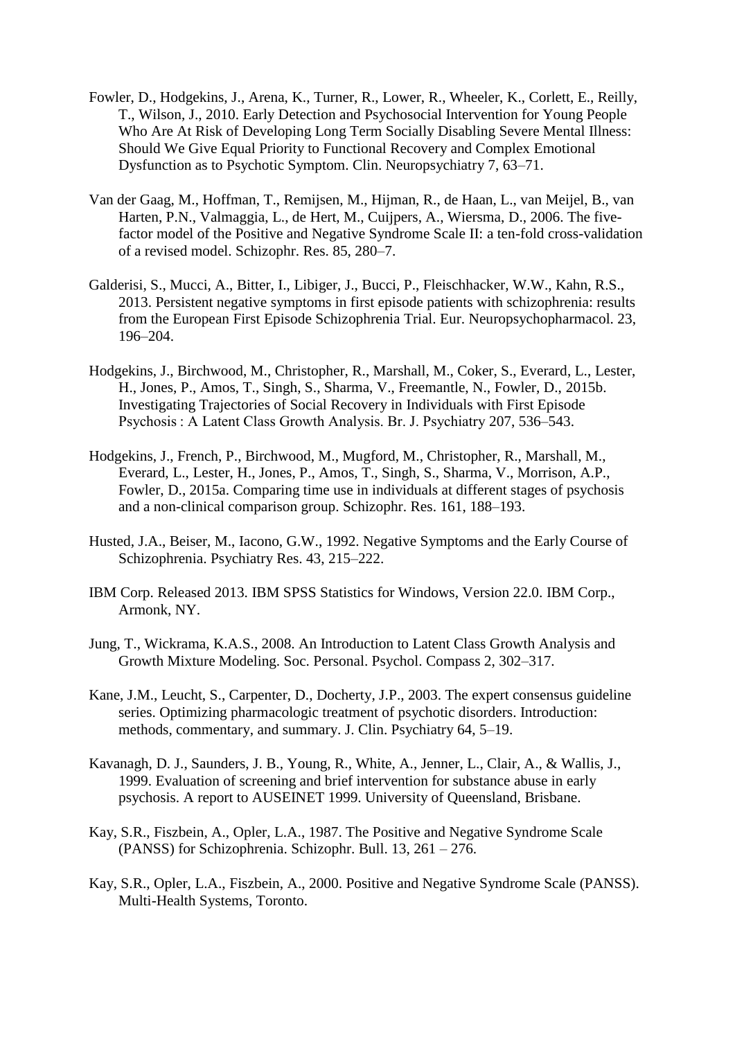Fowler, D., Hodgekins, J., Arena, K., Turner, R., Lower, R., Wheeler, K., Corlett, E., Reilly, T., Wilson, J., 2010. Early Detection and Psychosocial Intervention for Young People Who Are At Risk of Developing Long Term Socially Disabling Severe Mental Illness: Should We Give Equal Priority to Functional Recovery and Complex Emotional Dysfunction as to Psychotic Symptom. Clin. Neuropsychiatry 7, 63–71.

Van der Gaag, M., Hoffman, T., Remijsen, M., Hijman, R., de Haan, L., van Meijel, B., van Harten, P.N., Valmaggia, L., de Hert, M., Cuijpers, A., Wiersma, D., 2006. The five-factor model of the Positive and Negative Syndrome Scale II: a ten-fold cross-validation of a revised model. Schizophr. Res. 85, 280–7.

Galderisi, S., Mucci, A., Bitter, I., Libiger, J., Bucci, P., Fleischhacker, W.W., Kahn, R.S., 2013. Persistent negative symptoms in first episode patients with schizophrenia: results from the European First Episode Schizophrenia Trial. Eur. Neuropsychopharmacol. 23, 196–204.

Hodgekins, J., Birchwood, M., Christopher, R., Marshall, M., Coker, S., Everard, L., Lester, H., Jones, P., Amos, T., Singh, S., Sharma, V., Freemantle, N., Fowler, D., 2015b. Investigating Trajectories of Social Recovery in Individuals with First Episode Psychosis : A Latent Class Growth Analysis. Br. J. Psychiatry 207, 536–543.

Hodgekins, J., French, P., Birchwood, M., Mugford, M., Christopher, R., Marshall, M., Everard, L., Lester, H., Jones, P., Amos, T., Singh, S., Sharma, V., Morrison, A.P., Fowler, D., 2015a. Comparing time use in individuals at different stages of psychosis and a non-clinical comparison group. Schizophr. Res. 161, 188–193.

Husted, J.A., Beiser, M., Iacono, G.W., 1992. Negative Symptoms and the Early Course of Schizophrenia. Psychiatry Res. 43, 215–222.

IBM Corp. Released 2013. IBM SPSS Statistics for Windows, Version 22.0. IBM Corp., Armonk, NY.

Jung, T., Wickrama, K.A.S., 2008. An Introduction to Latent Class Growth Analysis and Growth Mixture Modeling. Soc. Personal. Psychol. Compass 2, 302–317.

Kane, J.M., Leucht, S., Carpenter, D., Docherty, J.P., 2003. The expert consensus guideline series. Optimizing pharmacologic treatment of psychotic disorders. Introduction: methods, commentary, and summary. J. Clin. Psychiatry 64, 5–19.

Kavanagh, D. J., Saunders, J. B., Young, R., White, A., Jenner, L., Clair, A., & Wallis, J., 1999. Evaluation of screening and brief intervention for substance abuse in early psychosis. A report to AUSEINET 1999. University of Queensland, Brisbane.

Kay, S.R., Fiszbein, A., Opler, L.A., 1987. The Positive and Negative Syndrome Scale (PANSS) for Schizophrenia. Schizophr. Bull. 13, 261 – 276.

Kay, S.R., Opler, L.A., Fiszbein, A., 2000. Positive and Negative Syndrome Scale (PANSS). Multi-Health Systems, Toronto.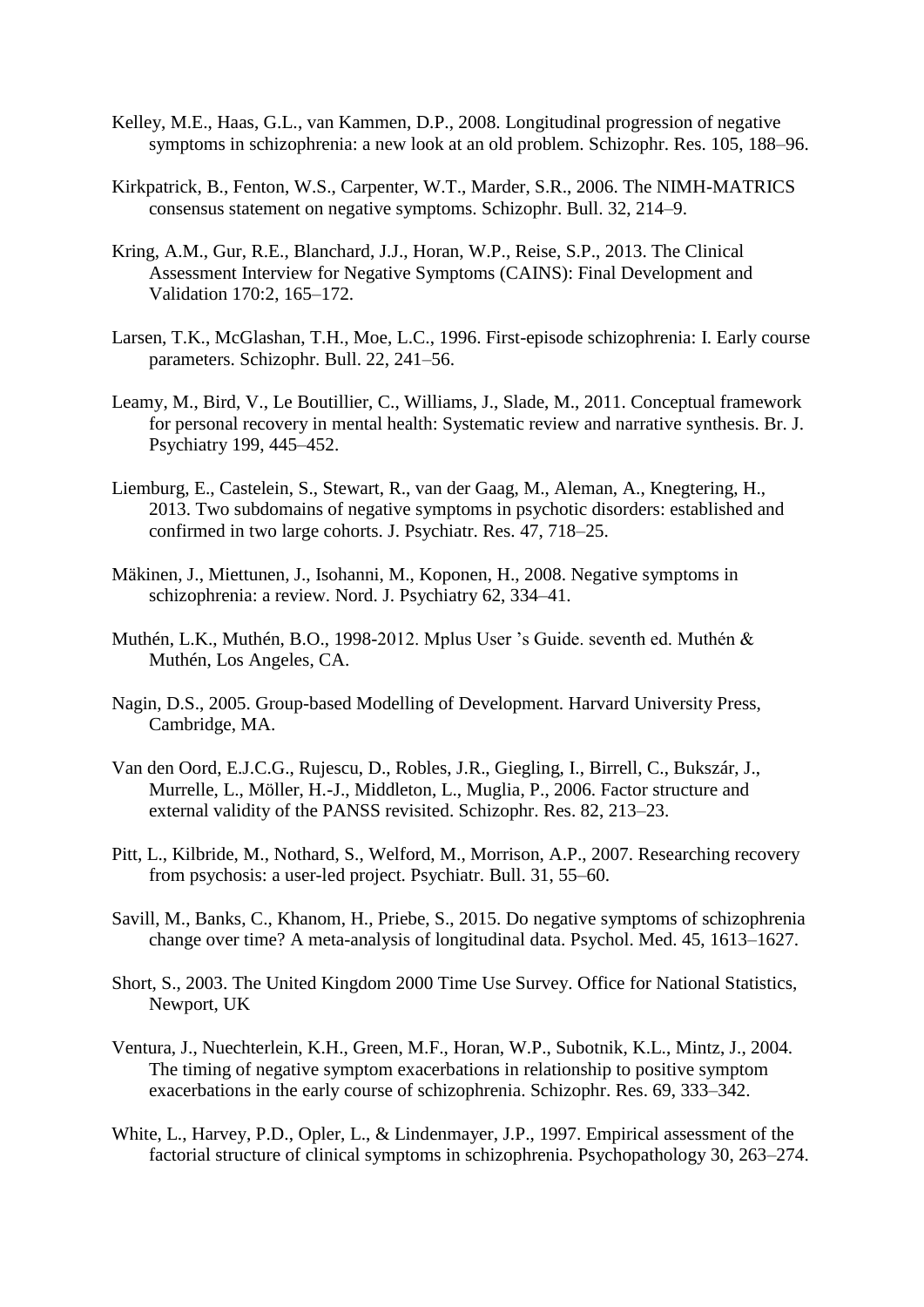Kelley, M.E., Haas, G.L., van Kammen, D.P., 2008. Longitudinal progression of negative symptoms in schizophrenia: a new look at an old problem. Schizophr. Res. 105, 188–96.

Kirkpatrick, B., Fenton, W.S., Carpenter, W.T., Marder, S.R., 2006. The NIMH-MATRICS consensus statement on negative symptoms. Schizophr. Bull. 32, 214–9.

Kring, A.M., Gur, R.E., Blanchard, J.J., Horan, W.P., Reise, S.P., 2013. The Clinical Assessment Interview for Negative Symptoms (CAINS): Final Development and Validation 170:2, 165–172.

Larsen, T.K., McGlashan, T.H., Moe, L.C., 1996. First-episode schizophrenia: I. Early course parameters. Schizophr. Bull. 22, 241–56.

Leamy, M., Bird, V., Le Boutillier, C., Williams, J., Slade, M., 2011. Conceptual framework for personal recovery in mental health: Systematic review and narrative synthesis. Br. J. Psychiatry 199, 445–452.

Liemburg, E., Castelein, S., Stewart, R., van der Gaag, M., Aleman, A., Knegtering, H., 2013. Two subdomains of negative symptoms in psychotic disorders: established and confirmed in two large cohorts. J. Psychiatr. Res. 47, 718–25.

Mäkinen, J., Miettunen, J., Isohanni, M., Koponen, H., 2008. Negative symptoms in schizophrenia: a review. Nord. J. Psychiatry 62, 334–41.

Muthén, L.K., Muthén, B.O., 1998-2012. Mplus User 's Guide. seventh ed. Muthén & Muthén, Los Angeles, CA.

Nagin, D.S., 2005. Group-based Modelling of Development. Harvard University Press, Cambridge, MA.

Van den Oord, E.J.C.G., Rujescu, D., Robles, J.R., Giegling, I., Birrell, C., Bukszár, J., Murrelle, L., Möller, H.-J., Middleton, L., Muglia, P., 2006. Factor structure and external validity of the PANSS revisited. Schizophr. Res. 82, 213–23.

Pitt, L., Kilbride, M., Nothard, S., Welford, M., Morrison, A.P., 2007. Researching recovery from psychosis: a user-led project. Psychiatr. Bull. 31, 55–60.

Savill, M., Banks, C., Khanom, H., Priebe, S., 2015. Do negative symptoms of schizophrenia change over time? A meta-analysis of longitudinal data. Psychol. Med. 45, 1613–1627.

Short, S., 2003. The United Kingdom 2000 Time Use Survey. Office for National Statistics, Newport, UK

Ventura, J., Nuechterlein, K.H., Green, M.F., Horan, W.P., Subotnik, K.L., Mintz, J., 2004. The timing of negative symptom exacerbations in relationship to positive symptom exacerbations in the early course of schizophrenia. Schizophr. Res. 69, 333–342.

White, L., Harvey, P.D., Opler, L., & Lindenmayer, J.P., 1997. Empirical assessment of the factorial structure of clinical symptoms in schizophrenia. Psychopathology 30, 263–274.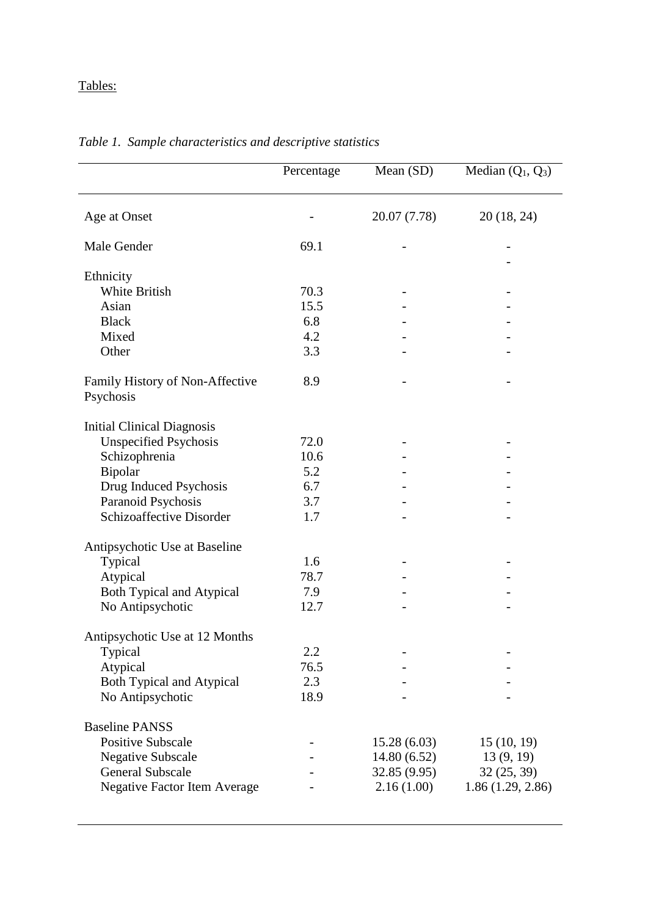Tables:

*Table 1. Sample characteristics and descriptive statistics*

| | Percentage | Mean (SD) | Median ($Q_1$, $Q_3$) |
|---|---|---|---|
| Age at Onset | - | 20.07 (7.78) | 20 (18, 24) |
| Male Gender | 69.1 | - | - |
| Ethnicity | | | - |
| White British | 70.3 | - | - |
| Asian | 15.5 | - | - |
| Black | 6.8 | - | - |
| Mixed | 4.2 | - | - |
| Other | 3.3 | - | - |
| Family History of Non-Affective Psychosis | 8.9 | - | - |
| Initial Clinical Diagnosis | | | |
| Unspecified Psychosis | 72.0 | - | - |
| Schizophrenia | 10.6 | - | - |
| Bipolar | 5.2 | - | - |
| Drug Induced Psychosis | 6.7 | - | - |
| Paranoid Psychosis | 3.7 | - | - |
| Schizoaffective Disorder | 1.7 | - | - |
| Antipsychotic Use at Baseline | | | |
| Typical | 1.6 | - | - |
| Atypical | 78.7 | - | - |
| Both Typical and Atypical | 7.9 | - | - |
| No Antipsychotic | 12.7 | - | - |
| Antipsychotic Use at 12 Months | | | |
| Typical | 2.2 | - | - |
| Atypical | 76.5 | - | - |
| Both Typical and Atypical | 2.3 | - | - |
| No Antipsychotic | 18.9 | - | - |
| Baseline PANSS | | | |
| Positive Subscale | - | 15.28 (6.03) | 15 (10, 19) |
| Negative Subscale | - | 14.80 (6.52) | 13 (9, 19) |
| General Subscale | - | 32.85 (9.95) | 32 (25, 39) |
| Negative Factor Item Average | - | 2.16 (1.00) | 1.86 (1.29, 2.86) |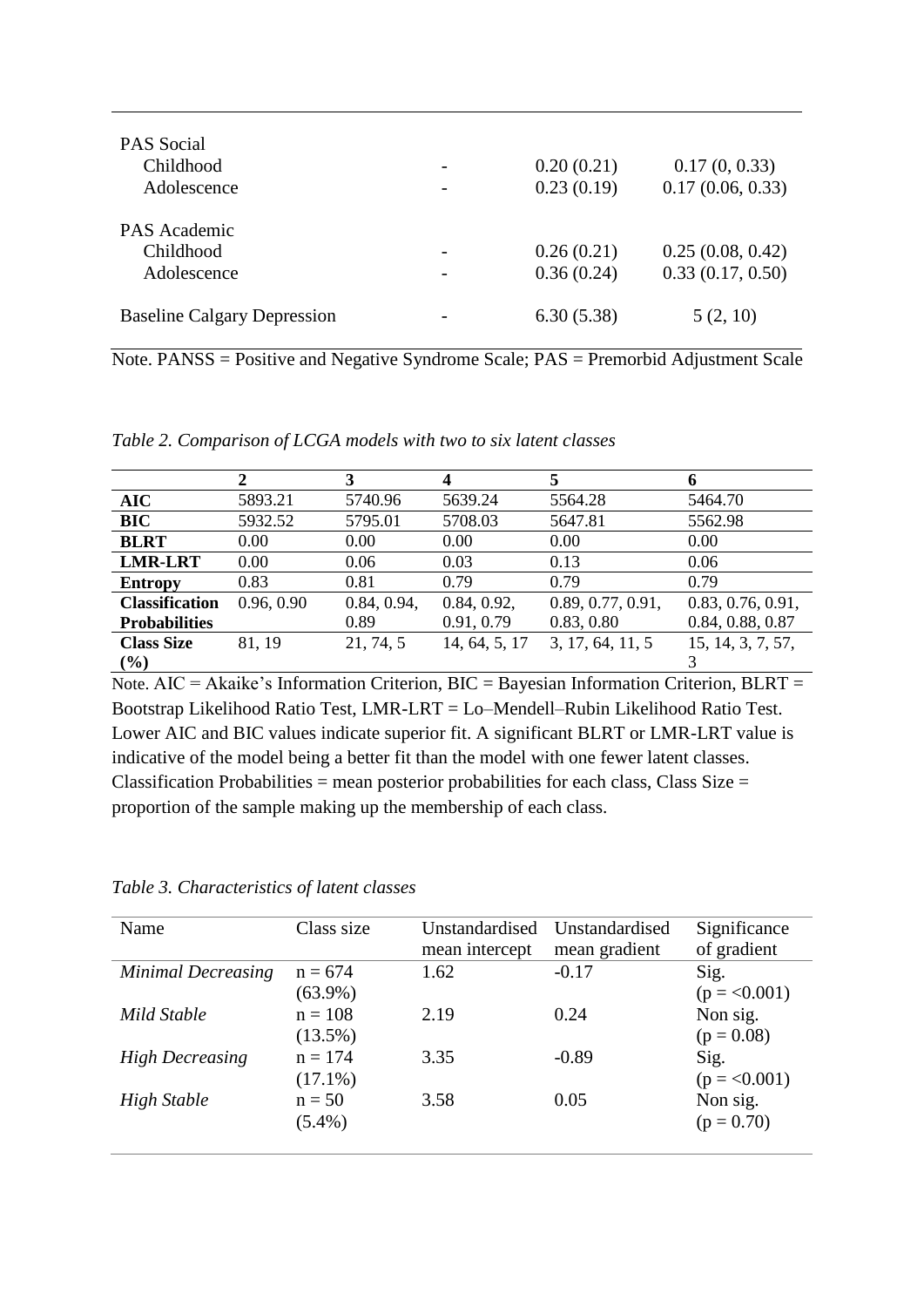| | | | |
|---|---|---|---|
| PAS Social | | | |
| Childhood | - | 0.20 (0.21) | 0.17 (0, 0.33) |
| Adolescence | - | 0.23 (0.19) | 0.17 (0.06, 0.33) |
| PAS Academic | | | |
| Childhood | - | 0.26 (0.21) | 0.25 (0.08, 0.42) |
| Adolescence | - | 0.36 (0.24) | 0.33 (0.17, 0.50) |
| Baseline Calgary Depression | - | 6.30 (5.38) | 5 (2, 10) |

Note. PANSS = Positive and Negative Syndrome Scale; PAS = Premorbid Adjustment Scale

*Table 2. Comparison of LCGA models with two to six latent classes*

| | 2 | 3 | 4 | 5 | 6 |
|---|---|---|---|---|---|
| **AIC** | 5893.21 | 5740.96 | 5639.24 | 5564.28 | 5464.70 |
| **BIC** | 5932.52 | 5795.01 | 5708.03 | 5647.81 | 5562.98 |
| **BLRT** | 0.00 | 0.00 | 0.00 | 0.00 | 0.00 |
| **LMR-LRT** | 0.00 | 0.06 | 0.03 | 0.13 | 0.06 |
| **Entropy** | 0.83 | 0.81 | 0.79 | 0.79 | 0.79 |
| **Classification Probabilities** | 0.96, 0.90 | 0.84, 0.94, 0.89 | 0.84, 0.92, 0.91, 0.79 | 0.89, 0.77, 0.91, 0.83, 0.80 | 0.83, 0.76, 0.91, 0.84, 0.88, 0.87 |
| **Class Size (%)** | 81, 19 | 21, 74, 5 | 14, 64, 5, 17 | 3, 17, 64, 11, 5 | 15, 14, 3, 7, 57, 3 |

Note. AIC = Akaike's Information Criterion, BIC = Bayesian Information Criterion, BLRT = Bootstrap Likelihood Ratio Test, LMR-LRT = Lo–Mendell–Rubin Likelihood Ratio Test. Lower AIC and BIC values indicate superior fit. A significant BLRT or LMR-LRT value is indicative of the model being a better fit than the model with one fewer latent classes. Classification Probabilities = mean posterior probabilities for each class, Class Size = proportion of the sample making up the membership of each class.

*Table 3. Characteristics of latent classes*

| Name | Class size | Unstandardised mean intercept | Unstandardised mean gradient | Significance of gradient |
|---|---|---|---|---|
| *Minimal Decreasing* | n = 674 (63.9%) | 1.62 | -0.17 | Sig. (p = <0.001) |
| *Mild Stable* | n = 108 (13.5%) | 2.19 | 0.24 | Non sig. (p = 0.08) |
| *High Decreasing* | n = 174 (17.1%) | 3.35 | -0.89 | Sig. (p = <0.001) |
| *High Stable* | n = 50 (5.4%) | 3.58 | 0.05 | Non sig. (p = 0.70) |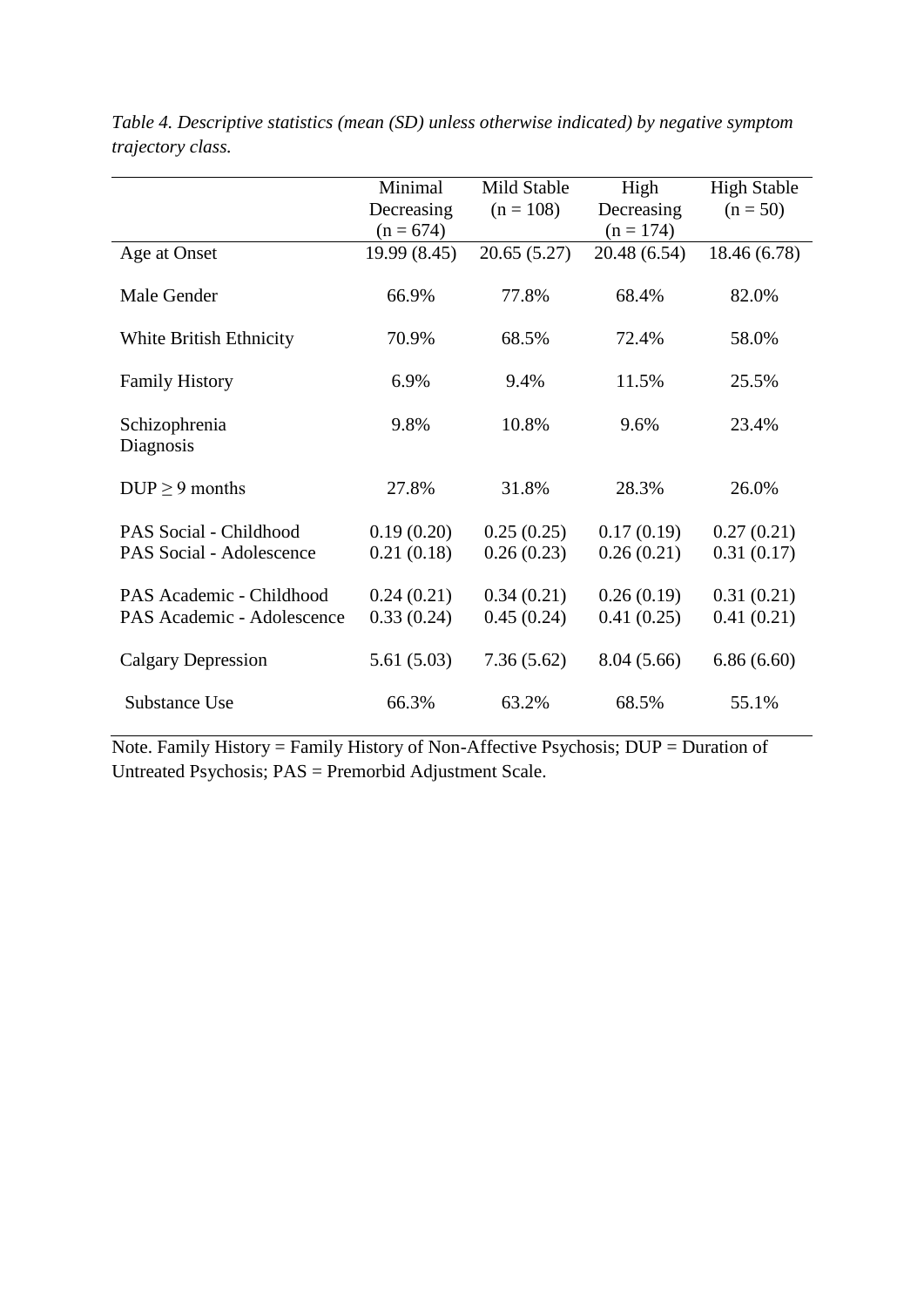*Table 4. Descriptive statistics (mean (SD) unless otherwise indicated) by negative symptom trajectory class.*

| | Minimal Decreasing (n = 674) | Mild Stable (n = 108) | High Decreasing (n = 174) | High Stable (n = 50) |
|---|---|---|---|---|
| Age at Onset | 19.99 (8.45) | 20.65 (5.27) | 20.48 (6.54) | 18.46 (6.78) |
| Male Gender | 66.9% | 77.8% | 68.4% | 82.0% |
| White British Ethnicity | 70.9% | 68.5% | 72.4% | 58.0% |
| Family History | 6.9% | 9.4% | 11.5% | 25.5% |
| Schizophrenia Diagnosis | 9.8% | 10.8% | 9.6% | 23.4% |
| DUP ≥ 9 months | 27.8% | 31.8% | 28.3% | 26.0% |
| PAS Social - Childhood | 0.19 (0.20) | 0.25 (0.25) | 0.17 (0.19) | 0.27 (0.21) |
| PAS Social - Adolescence | 0.21 (0.18) | 0.26 (0.23) | 0.26 (0.21) | 0.31 (0.17) |
| PAS Academic - Childhood | 0.24 (0.21) | 0.34 (0.21) | 0.26 (0.19) | 0.31 (0.21) |
| PAS Academic - Adolescence | 0.33 (0.24) | 0.45 (0.24) | 0.41 (0.25) | 0.41 (0.21) |
| Calgary Depression | 5.61 (5.03) | 7.36 (5.62) | 8.04 (5.66) | 6.86 (6.60) |
| Substance Use | 66.3% | 63.2% | 68.5% | 55.1% |

Note. Family History = Family History of Non-Affective Psychosis; DUP = Duration of Untreated Psychosis; PAS = Premorbid Adjustment Scale.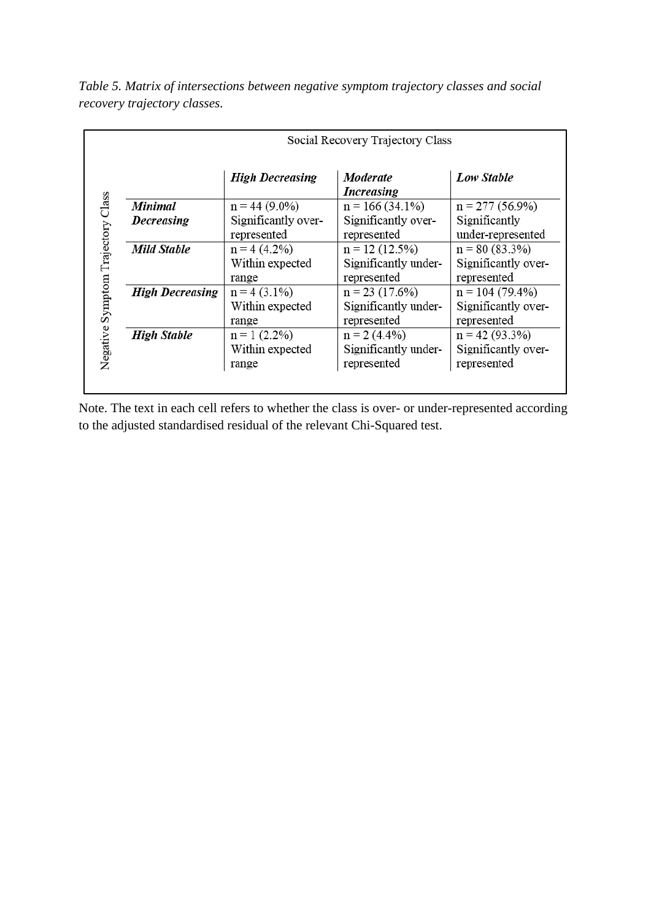*Table 5. Matrix of intersections between negative symptom trajectory classes and social recovery trajectory classes.*

| Negative Symptom Trajectory Class | Social Recovery Trajectory Class | | |
|---|---|---|---|
| | ***High Decreasing*** | ***Moderate Increasing*** | ***Low Stable*** |
| ***Minimal Decreasing*** | n = 44 (9.0%) Significantly over-represented | n = 166 (34.1%) Significantly over-represented | n = 277 (56.9%) Significantly under-represented |
| ***Mild Stable*** | n = 4 (4.2%) Within expected range | n = 12 (12.5%) Significantly under-represented | n = 80 (83.3%) Significantly over-represented |
| ***High Decreasing*** | n = 4 (3.1%) Within expected range | n = 23 (17.6%) Significantly under-represented | n = 104 (79.4%) Significantly over-represented |
| ***High Stable*** | n = 1 (2.2%) Within expected range | n = 2 (4.4%) Significantly under-represented | n = 42 (93.3%) Significantly over-represented |

Note. The text in each cell refers to whether the class is over- or under-represented according to the adjusted standardised residual of the relevant Chi-Squared test.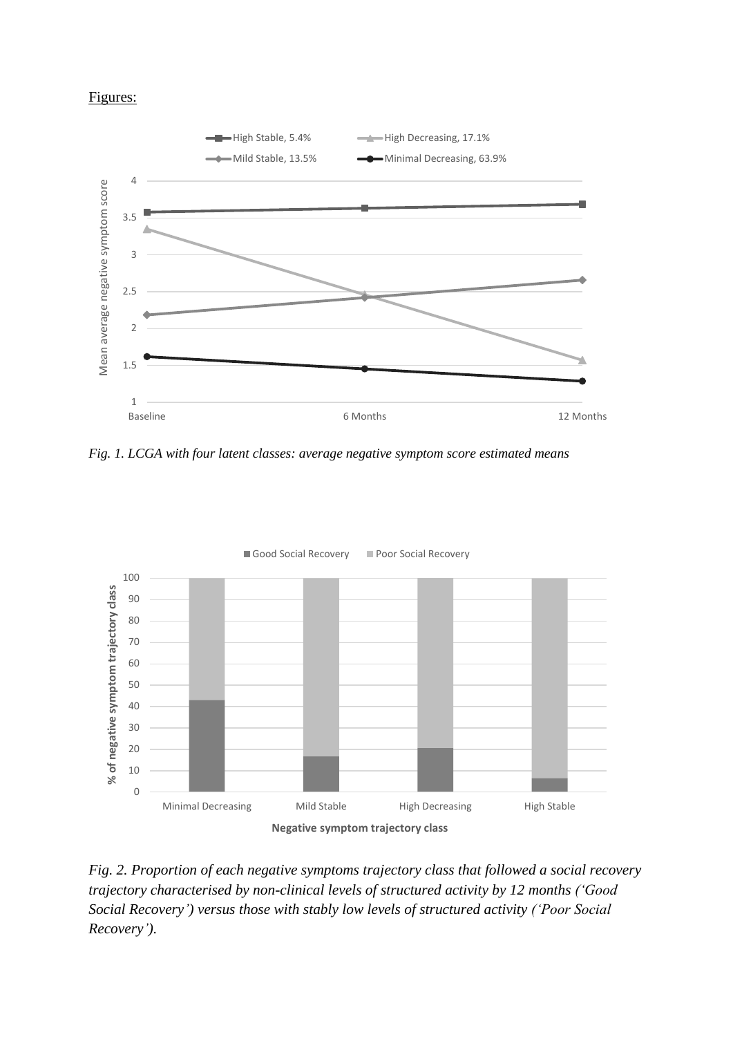Figures:

*Fig. 1. LCGA with four latent classes: average negative symptom score estimated means*

*Fig. 2. Proportion of each negative symptoms trajectory class that followed a social recovery trajectory characterised by non-clinical levels of structured activity by 12 months ('Good Social Recovery') versus those with stably low levels of structured activity ('Poor Social Recovery').*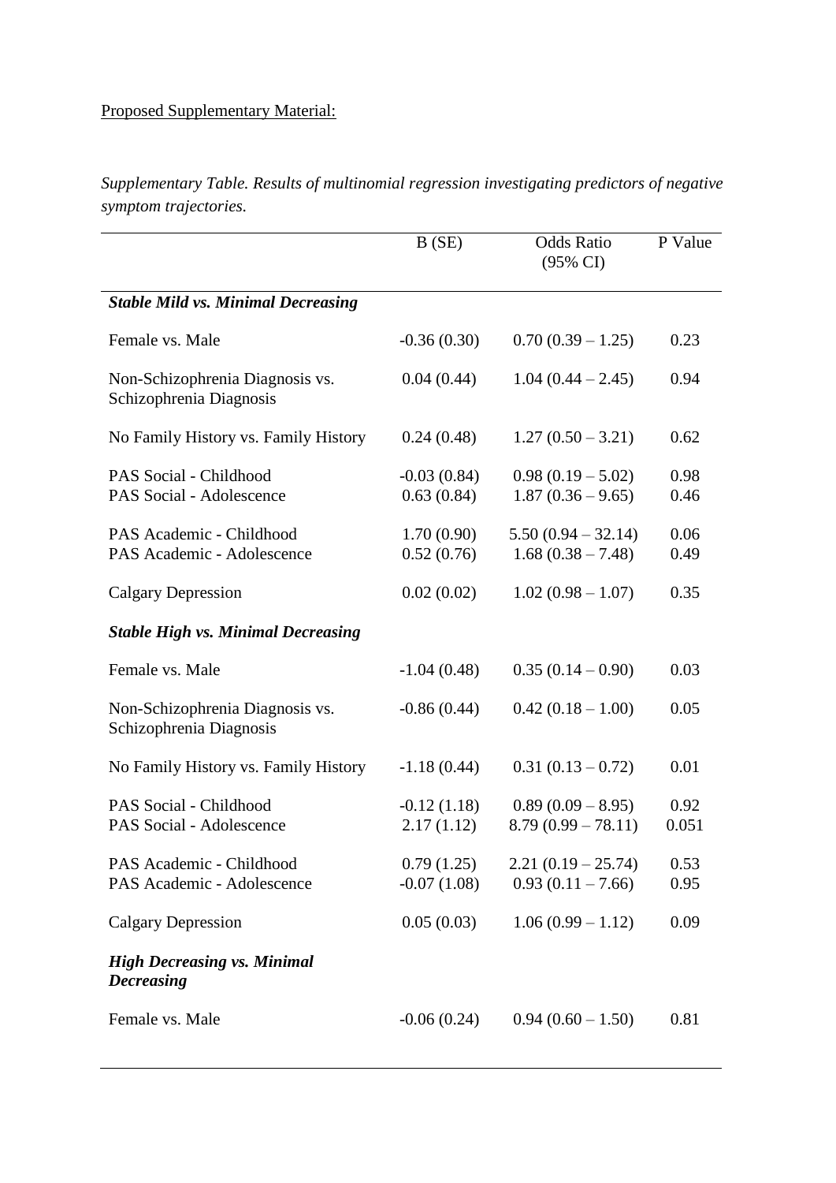Proposed Supplementary Material:

*Supplementary Table. Results of multinomial regression investigating predictors of negative symptom trajectories.*

| | B (SE) | Odds Ratio (95% CI) | P Value |
|---|---|---|---|
| ***Stable Mild vs. Minimal Decreasing*** | | | |
| Female vs. Male | -0.36 (0.30) | 0.70 (0.39 – 1.25) | 0.23 |
| Non-Schizophrenia Diagnosis vs. Schizophrenia Diagnosis | 0.04 (0.44) | 1.04 (0.44 – 2.45) | 0.94 |
| No Family History vs. Family History | 0.24 (0.48) | 1.27 (0.50 – 3.21) | 0.62 |
| PAS Social - Childhood | -0.03 (0.84) | 0.98 (0.19 – 5.02) | 0.98 |
| PAS Social - Adolescence | 0.63 (0.84) | 1.87 (0.36 – 9.65) | 0.46 |
| PAS Academic - Childhood | 1.70 (0.90) | 5.50 (0.94 – 32.14) | 0.06 |
| PAS Academic - Adolescence | 0.52 (0.76) | 1.68 (0.38 – 7.48) | 0.49 |
| Calgary Depression | 0.02 (0.02) | 1.02 (0.98 – 1.07) | 0.35 |
| ***Stable High vs. Minimal Decreasing*** | | | |
| Female vs. Male | -1.04 (0.48) | 0.35 (0.14 – 0.90) | 0.03 |
| Non-Schizophrenia Diagnosis vs. Schizophrenia Diagnosis | -0.86 (0.44) | 0.42 (0.18 – 1.00) | 0.05 |
| No Family History vs. Family History | -1.18 (0.44) | 0.31 (0.13 – 0.72) | 0.01 |
| PAS Social - Childhood | -0.12 (1.18) | 0.89 (0.09 – 8.95) | 0.92 |
| PAS Social - Adolescence | 2.17 (1.12) | 8.79 (0.99 – 78.11) | 0.051 |
| PAS Academic - Childhood | 0.79 (1.25) | 2.21 (0.19 – 25.74) | 0.53 |
| PAS Academic - Adolescence | -0.07 (1.08) | 0.93 (0.11 – 7.66) | 0.95 |
| Calgary Depression | 0.05 (0.03) | 1.06 (0.99 – 1.12) | 0.09 |
| ***High Decreasing vs. Minimal Decreasing*** | | | |
| Female vs. Male | -0.06 (0.24) | 0.94 (0.60 – 1.50) | 0.81 |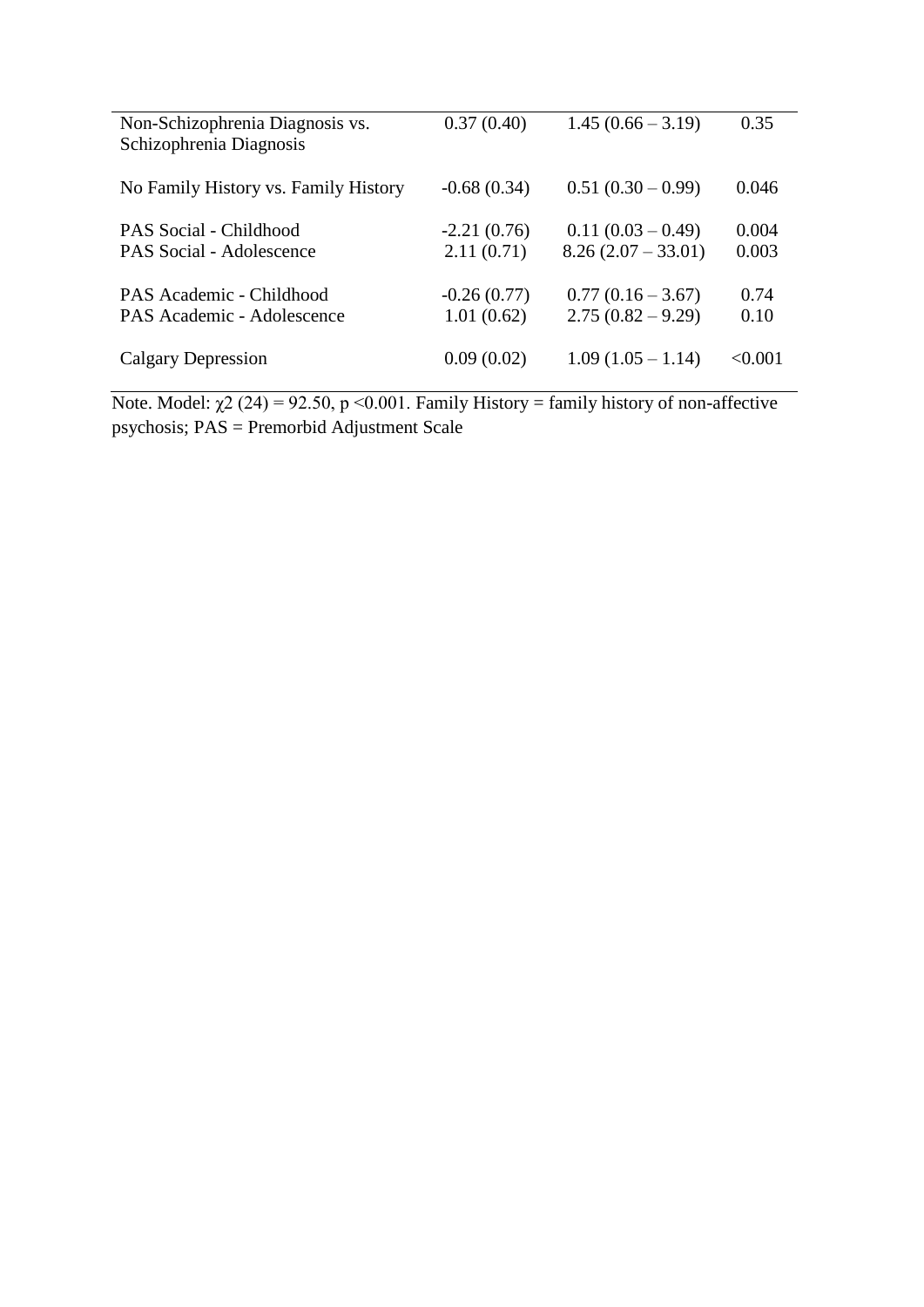| | | | |
|---|---|---|---|
| Non-Schizophrenia Diagnosis vs. Schizophrenia Diagnosis | 0.37 (0.40) | 1.45 (0.66 – 3.19) | 0.35 |
| No Family History vs. Family History | -0.68 (0.34) | 0.51 (0.30 – 0.99) | 0.046 |
| PAS Social - Childhood | -2.21 (0.76) | 0.11 (0.03 – 0.49) | 0.004 |
| PAS Social - Adolescence | 2.11 (0.71) | 8.26 (2.07 – 33.01) | 0.003 |
| PAS Academic - Childhood | -0.26 (0.77) | 0.77 (0.16 – 3.67) | 0.74 |
| PAS Academic - Adolescence | 1.01 (0.62) | 2.75 (0.82 – 9.29) | 0.10 |
| Calgary Depression | 0.09 (0.02) | 1.09 (1.05 – 1.14) | <0.001 |

Note. Model: $\chi 2$ (24) = 92.50, $p < 0.001$. Family History = family history of non-affective psychosis; PAS = Premorbid Adjustment Scale